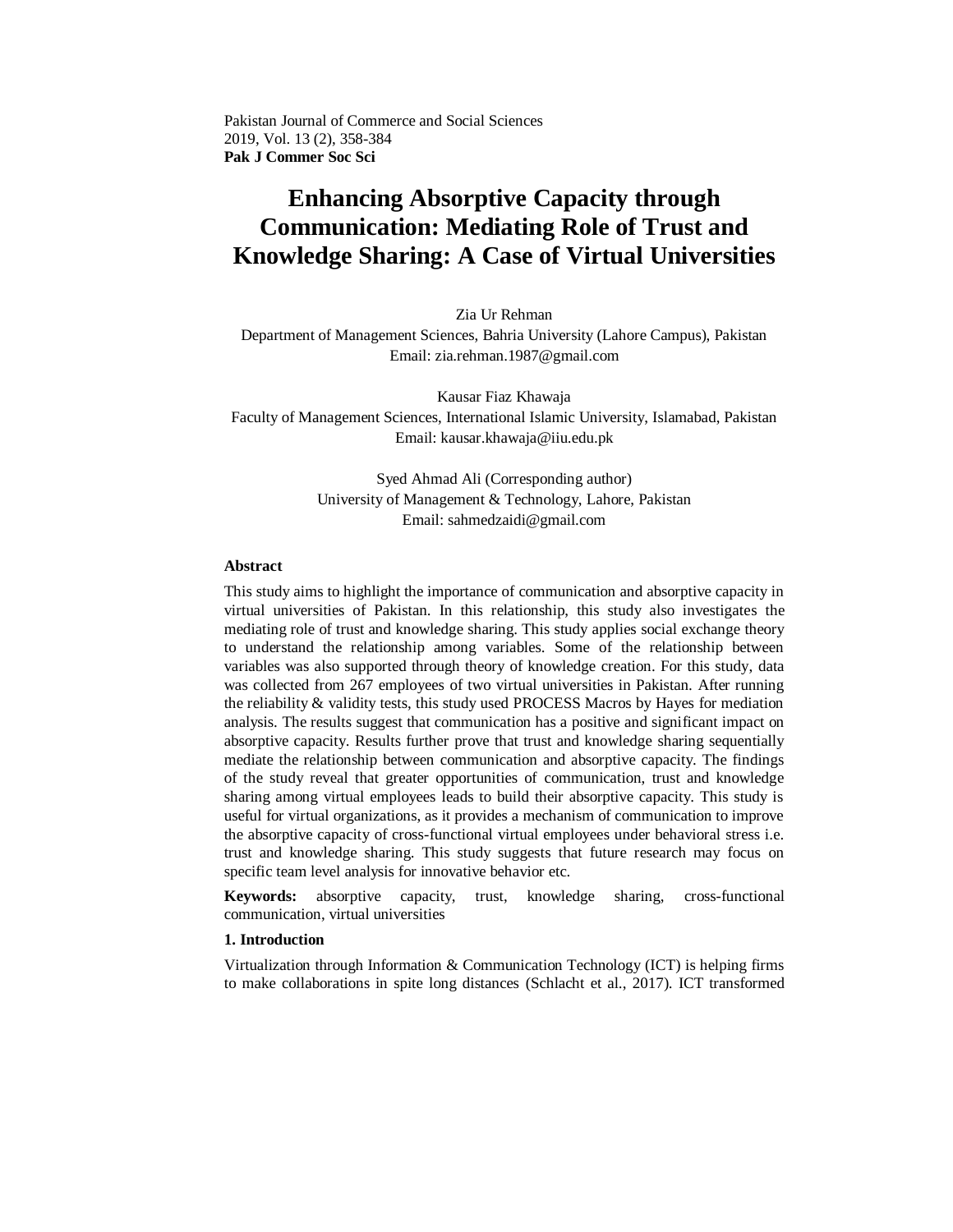Pakistan Journal of Commerce and Social Sciences
2019, Vol. 13 (2), 358-384
**Pak J Commer Soc Sci**

# Enhancing Absorptive Capacity through Communication: Mediating Role of Trust and Knowledge Sharing: A Case of Virtual Universities

Zia Ur Rehman
Department of Management Sciences, Bahria University (Lahore Campus), Pakistan
Email: zia.rehman.1987@gmail.com

Kausar Fiaz Khawaja
Faculty of Management Sciences, International Islamic University, Islamabad, Pakistan
Email: kausar.khawaja@iiu.edu.pk

Syed Ahmad Ali (Corresponding author)
University of Management & Technology, Lahore, Pakistan
Email: sahmedzaidi@gmail.com

### Abstract

This study aims to highlight the importance of communication and absorptive capacity in virtual universities of Pakistan. In this relationship, this study also investigates the mediating role of trust and knowledge sharing. This study applies social exchange theory to understand the relationship among variables. Some of the relationship between variables was also supported through theory of knowledge creation. For this study, data was collected from 267 employees of two virtual universities in Pakistan. After running the reliability & validity tests, this study used PROCESS Macros by Hayes for mediation analysis. The results suggest that communication has a positive and significant impact on absorptive capacity. Results further prove that trust and knowledge sharing sequentially mediate the relationship between communication and absorptive capacity. The findings of the study reveal that greater opportunities of communication, trust and knowledge sharing among virtual employees leads to build their absorptive capacity. This study is useful for virtual organizations, as it provides a mechanism of communication to improve the absorptive capacity of cross-functional virtual employees under behavioral stress i.e. trust and knowledge sharing. This study suggests that future research may focus on specific team level analysis for innovative behavior etc.

**Keywords:** absorptive capacity, trust, knowledge sharing, cross-functional communication, virtual universities

## 1. Introduction

Virtualization through Information & Communication Technology (ICT) is helping firms to make collaborations in spite long distances (Schlacht et al., 2017). ICT transformed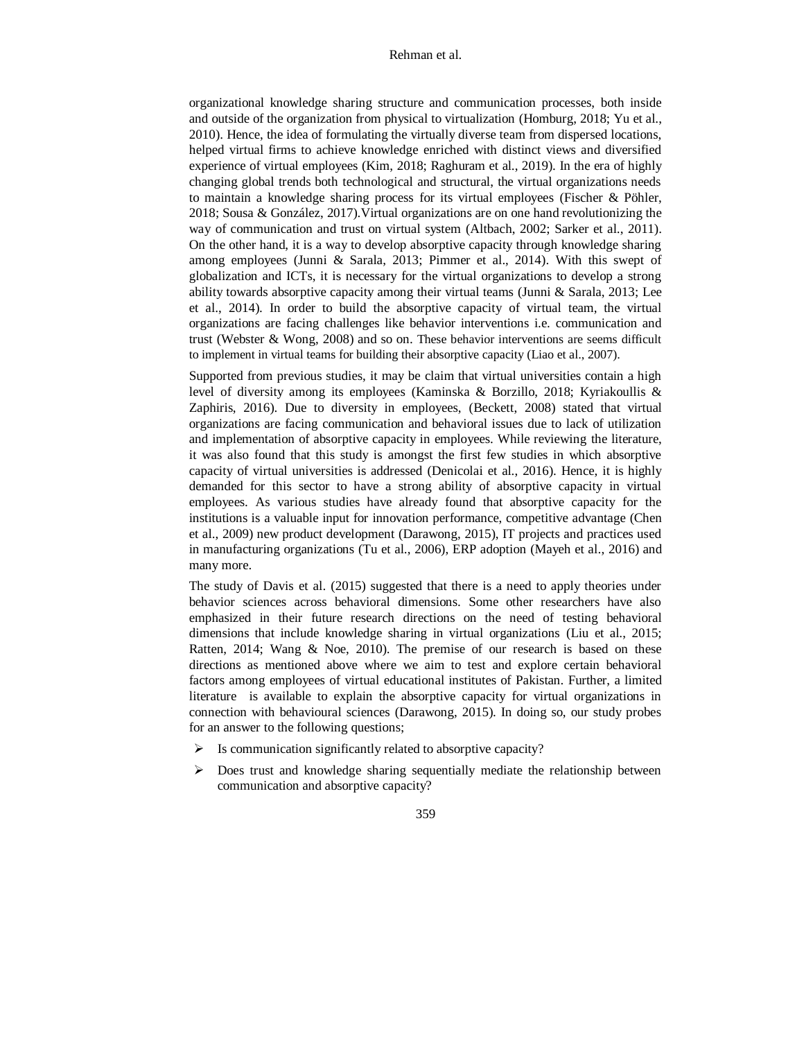organizational knowledge sharing structure and communication processes, both inside and outside of the organization from physical to virtualization (Homburg, 2018; Yu et al., 2010). Hence, the idea of formulating the virtually diverse team from dispersed locations, helped virtual firms to achieve knowledge enriched with distinct views and diversified experience of virtual employees (Kim, 2018; Raghuram et al., 2019). In the era of highly changing global trends both technological and structural, the virtual organizations needs to maintain a knowledge sharing process for its virtual employees (Fischer & Pöhler, 2018; Sousa & González, 2017).Virtual organizations are on one hand revolutionizing the way of communication and trust on virtual system (Altbach, 2002; Sarker et al., 2011). On the other hand, it is a way to develop absorptive capacity through knowledge sharing among employees (Junni & Sarala, 2013; Pimmer et al., 2014). With this swept of globalization and ICTs, it is necessary for the virtual organizations to develop a strong ability towards absorptive capacity among their virtual teams (Junni & Sarala, 2013; Lee et al., 2014). In order to build the absorptive capacity of virtual team, the virtual organizations are facing challenges like behavior interventions i.e. communication and trust (Webster & Wong, 2008) and so on. These behavior interventions are seems difficult to implement in virtual teams for building their absorptive capacity (Liao et al., 2007).

Supported from previous studies, it may be claim that virtual universities contain a high level of diversity among its employees (Kaminska & Borzillo, 2018; Kyriakoullis & Zaphiris, 2016). Due to diversity in employees, (Beckett, 2008) stated that virtual organizations are facing communication and behavioral issues due to lack of utilization and implementation of absorptive capacity in employees. While reviewing the literature, it was also found that this study is amongst the first few studies in which absorptive capacity of virtual universities is addressed (Denicolai et al., 2016). Hence, it is highly demanded for this sector to have a strong ability of absorptive capacity in virtual employees. As various studies have already found that absorptive capacity for the institutions is a valuable input for innovation performance, competitive advantage (Chen et al., 2009) new product development (Darawong, 2015), IT projects and practices used in manufacturing organizations (Tu et al., 2006), ERP adoption (Mayeh et al., 2016) and many more.

The study of Davis et al. (2015) suggested that there is a need to apply theories under behavior sciences across behavioral dimensions. Some other researchers have also emphasized in their future research directions on the need of testing behavioral dimensions that include knowledge sharing in virtual organizations (Liu et al., 2015; Ratten, 2014; Wang & Noe, 2010). The premise of our research is based on these directions as mentioned above where we aim to test and explore certain behavioral factors among employees of virtual educational institutes of Pakistan. Further, a limited literature is available to explain the absorptive capacity for virtual organizations in connection with behavioural sciences (Darawong, 2015). In doing so, our study probes for an answer to the following questions;

- Is communication significantly related to absorptive capacity?
- Does trust and knowledge sharing sequentially mediate the relationship between communication and absorptive capacity?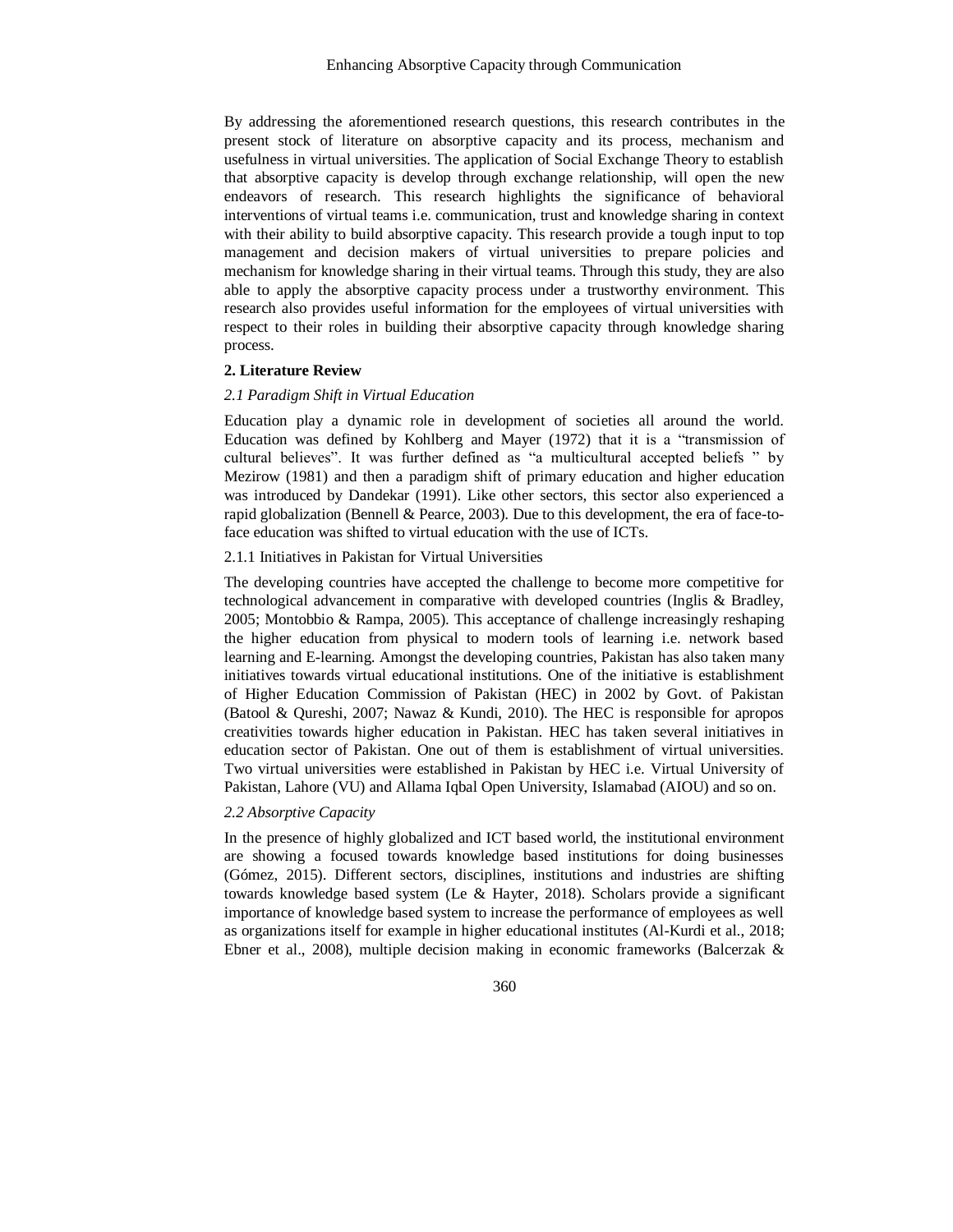By addressing the aforementioned research questions, this research contributes in the present stock of literature on absorptive capacity and its process, mechanism and usefulness in virtual universities. The application of Social Exchange Theory to establish that absorptive capacity is develop through exchange relationship, will open the new endeavors of research. This research highlights the significance of behavioral interventions of virtual teams i.e. communication, trust and knowledge sharing in context with their ability to build absorptive capacity. This research provide a tough input to top management and decision makers of virtual universities to prepare policies and mechanism for knowledge sharing in their virtual teams. Through this study, they are also able to apply the absorptive capacity process under a trustworthy environment. This research also provides useful information for the employees of virtual universities with respect to their roles in building their absorptive capacity through knowledge sharing process.

## 2. Literature Review

### *2.1 Paradigm Shift in Virtual Education*

Education play a dynamic role in development of societies all around the world. Education was defined by Kohlberg and Mayer (1972) that it is a "transmission of cultural believes". It was further defined as "a multicultural accepted beliefs " by Mezirow (1981) and then a paradigm shift of primary education and higher education was introduced by Dandekar (1991). Like other sectors, this sector also experienced a rapid globalization (Bennell & Pearce, 2003). Due to this development, the era of face-to-face education was shifted to virtual education with the use of ICTs.

#### 2.1.1 Initiatives in Pakistan for Virtual Universities

The developing countries have accepted the challenge to become more competitive for technological advancement in comparative with developed countries (Inglis & Bradley, 2005; Montobbio & Rampa, 2005). This acceptance of challenge increasingly reshaping the higher education from physical to modern tools of learning i.e. network based learning and E-learning. Amongst the developing countries, Pakistan has also taken many initiatives towards virtual educational institutions. One of the initiative is establishment of Higher Education Commission of Pakistan (HEC) in 2002 by Govt. of Pakistan (Batool & Qureshi, 2007; Nawaz & Kundi, 2010). The HEC is responsible for apropos creativities towards higher education in Pakistan. HEC has taken several initiatives in education sector of Pakistan. One out of them is establishment of virtual universities. Two virtual universities were established in Pakistan by HEC i.e. Virtual University of Pakistan, Lahore (VU) and Allama Iqbal Open University, Islamabad (AIOU) and so on.

### *2.2 Absorptive Capacity*

In the presence of highly globalized and ICT based world, the institutional environment are showing a focused towards knowledge based institutions for doing businesses (Gómez, 2015). Different sectors, disciplines, institutions and industries are shifting towards knowledge based system (Le & Hayter, 2018). Scholars provide a significant importance of knowledge based system to increase the performance of employees as well as organizations itself for example in higher educational institutes (Al-Kurdi et al., 2018; Ebner et al., 2008), multiple decision making in economic frameworks (Balcerzak &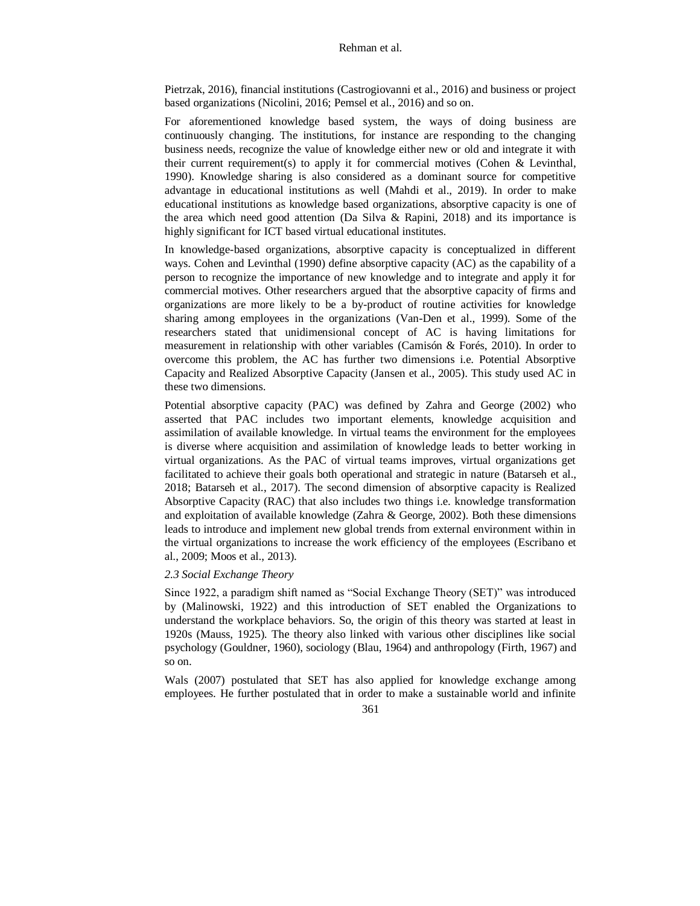Pietrzak, 2016), financial institutions (Castrogiovanni et al., 2016) and business or project based organizations (Nicolini, 2016; Pemsel et al., 2016) and so on.

For aforementioned knowledge based system, the ways of doing business are continuously changing. The institutions, for instance are responding to the changing business needs, recognize the value of knowledge either new or old and integrate it with their current requirement(s) to apply it for commercial motives (Cohen & Levinthal, 1990). Knowledge sharing is also considered as a dominant source for competitive advantage in educational institutions as well (Mahdi et al., 2019). In order to make educational institutions as knowledge based organizations, absorptive capacity is one of the area which need good attention (Da Silva & Rapini, 2018) and its importance is highly significant for ICT based virtual educational institutes.

In knowledge-based organizations, absorptive capacity is conceptualized in different ways. Cohen and Levinthal (1990) define absorptive capacity (AC) as the capability of a person to recognize the importance of new knowledge and to integrate and apply it for commercial motives. Other researchers argued that the absorptive capacity of firms and organizations are more likely to be a by-product of routine activities for knowledge sharing among employees in the organizations (Van-Den et al., 1999). Some of the researchers stated that unidimensional concept of AC is having limitations for measurement in relationship with other variables (Camisón & Forés, 2010). In order to overcome this problem, the AC has further two dimensions i.e. Potential Absorptive Capacity and Realized Absorptive Capacity (Jansen et al., 2005). This study used AC in these two dimensions.

Potential absorptive capacity (PAC) was defined by Zahra and George (2002) who asserted that PAC includes two important elements, knowledge acquisition and assimilation of available knowledge. In virtual teams the environment for the employees is diverse where acquisition and assimilation of knowledge leads to better working in virtual organizations. As the PAC of virtual teams improves, virtual organizations get facilitated to achieve their goals both operational and strategic in nature (Batarseh et al., 2018; Batarseh et al., 2017). The second dimension of absorptive capacity is Realized Absorptive Capacity (RAC) that also includes two things i.e. knowledge transformation and exploitation of available knowledge (Zahra & George, 2002). Both these dimensions leads to introduce and implement new global trends from external environment within in the virtual organizations to increase the work efficiency of the employees (Escribano et al., 2009; Moos et al., 2013).

### *2.3 Social Exchange Theory*

Since 1922, a paradigm shift named as "Social Exchange Theory (SET)" was introduced by (Malinowski, 1922) and this introduction of SET enabled the Organizations to understand the workplace behaviors. So, the origin of this theory was started at least in 1920s (Mauss, 1925). The theory also linked with various other disciplines like social psychology (Gouldner, 1960), sociology (Blau, 1964) and anthropology (Firth, 1967) and so on.

Wals (2007) postulated that SET has also applied for knowledge exchange among employees. He further postulated that in order to make a sustainable world and infinite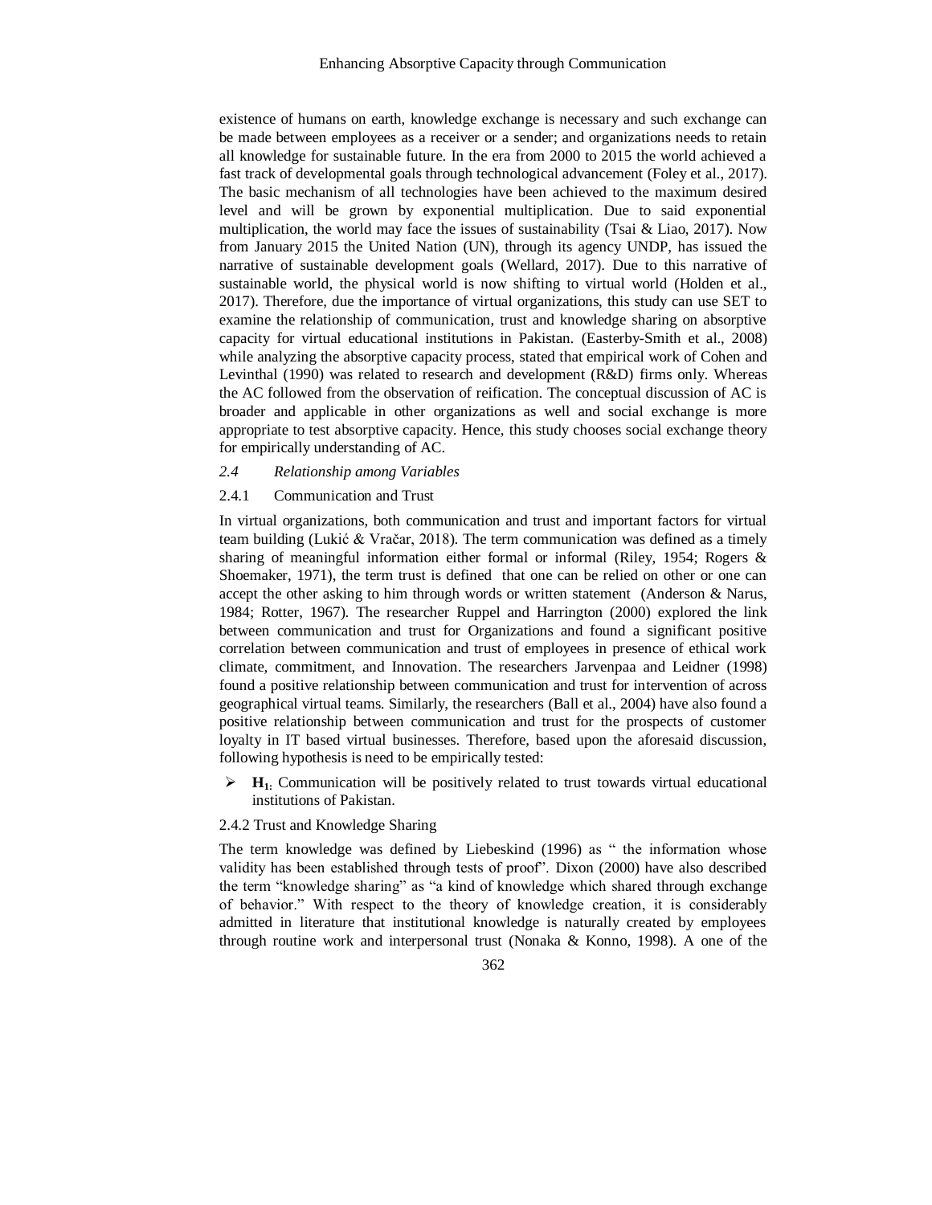existence of humans on earth, knowledge exchange is necessary and such exchange can be made between employees as a receiver or a sender; and organizations needs to retain all knowledge for sustainable future. In the era from 2000 to 2015 the world achieved a fast track of developmental goals through technological advancement (Foley et al., 2017). The basic mechanism of all technologies have been achieved to the maximum desired level and will be grown by exponential multiplication. Due to said exponential multiplication, the world may face the issues of sustainability (Tsai & Liao, 2017). Now from January 2015 the United Nation (UN), through its agency UNDP, has issued the narrative of sustainable development goals (Wellard, 2017). Due to this narrative of sustainable world, the physical world is now shifting to virtual world (Holden et al., 2017). Therefore, due the importance of virtual organizations, this study can use SET to examine the relationship of communication, trust and knowledge sharing on absorptive capacity for virtual educational institutions in Pakistan. (Easterby-Smith et al., 2008) while analyzing the absorptive capacity process, stated that empirical work of Cohen and Levinthal (1990) was related to research and development (R&D) firms only. Whereas the AC followed from the observation of reification. The conceptual discussion of AC is broader and applicable in other organizations as well and social exchange is more appropriate to test absorptive capacity. Hence, this study chooses social exchange theory for empirically understanding of AC.

### *2.4 Relationship among Variables*

#### 2.4.1 Communication and Trust

In virtual organizations, both communication and trust and important factors for virtual team building (Lukić & Vračar, 2018). The term communication was defined as a timely sharing of meaningful information either formal or informal (Riley, 1954; Rogers & Shoemaker, 1971), the term trust is defined that one can be relied on other or one can accept the other asking to him through words or written statement (Anderson & Narus, 1984; Rotter, 1967). The researcher Ruppel and Harrington (2000) explored the link between communication and trust for Organizations and found a significant positive correlation between communication and trust of employees in presence of ethical work climate, commitment, and Innovation. The researchers Jarvenpaa and Leidner (1998) found a positive relationship between communication and trust for intervention of across geographical virtual teams. Similarly, the researchers (Ball et al., 2004) have also found a positive relationship between communication and trust for the prospects of customer loyalty in IT based virtual businesses. Therefore, based upon the aforesaid discussion, following hypothesis is need to be empirically tested:

- **$H_1$:** Communication will be positively related to trust towards virtual educational institutions of Pakistan.

#### 2.4.2 Trust and Knowledge Sharing

The term knowledge was defined by Liebeskind (1996) as " the information whose validity has been established through tests of proof". Dixon (2000) have also described the term "knowledge sharing" as "a kind of knowledge which shared through exchange of behavior." With respect to the theory of knowledge creation, it is considerably admitted in literature that institutional knowledge is naturally created by employees through routine work and interpersonal trust (Nonaka & Konno, 1998). A one of the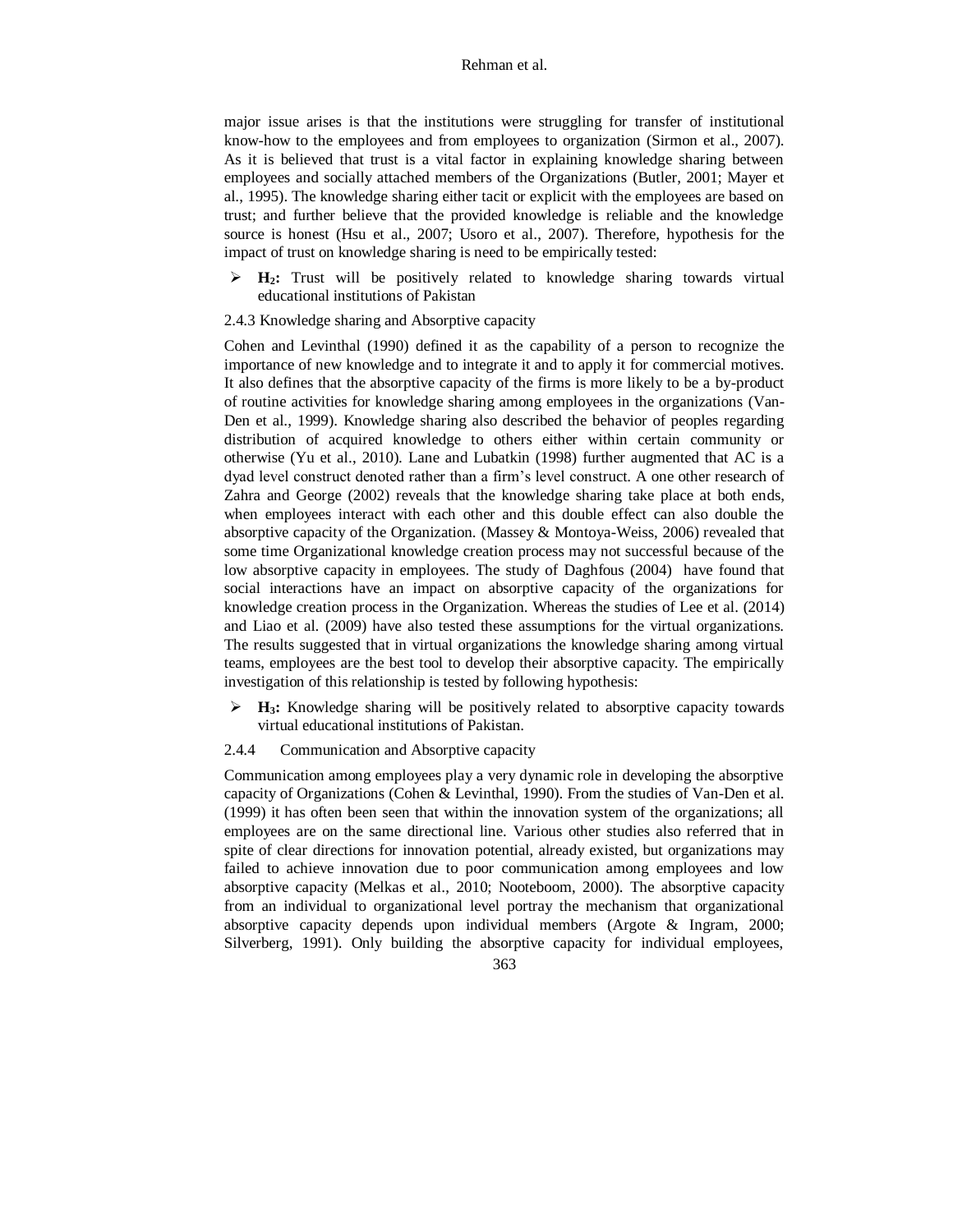major issue arises is that the institutions were struggling for transfer of institutional know-how to the employees and from employees to organization (Sirmon et al., 2007). As it is believed that trust is a vital factor in explaining knowledge sharing between employees and socially attached members of the Organizations (Butler, 2001; Mayer et al., 1995). The knowledge sharing either tacit or explicit with the employees are based on trust; and further believe that the provided knowledge is reliable and the knowledge source is honest (Hsu et al., 2007; Usoro et al., 2007). Therefore, hypothesis for the impact of trust on knowledge sharing is need to be empirically tested:

- **$H_2$:** Trust will be positively related to knowledge sharing towards virtual educational institutions of Pakistan

2.4.3 Knowledge sharing and Absorptive capacity

Cohen and Levinthal (1990) defined it as the capability of a person to recognize the importance of new knowledge and to integrate it and to apply it for commercial motives. It also defines that the absorptive capacity of the firms is more likely to be a by-product of routine activities for knowledge sharing among employees in the organizations (Van-Den et al., 1999). Knowledge sharing also described the behavior of peoples regarding distribution of acquired knowledge to others either within certain community or otherwise (Yu et al., 2010). Lane and Lubatkin (1998) further augmented that AC is a dyad level construct denoted rather than a firm's level construct. A one other research of Zahra and George (2002) reveals that the knowledge sharing take place at both ends, when employees interact with each other and this double effect can also double the absorptive capacity of the Organization. (Massey & Montoya-Weiss, 2006) revealed that some time Organizational knowledge creation process may not successful because of the low absorptive capacity in employees. The study of Daghfous (2004) have found that social interactions have an impact on absorptive capacity of the organizations for knowledge creation process in the Organization. Whereas the studies of Lee et al. (2014) and Liao et al. (2009) have also tested these assumptions for the virtual organizations. The results suggested that in virtual organizations the knowledge sharing among virtual teams, employees are the best tool to develop their absorptive capacity. The empirically investigation of this relationship is tested by following hypothesis:

- **$H_3$:** Knowledge sharing will be positively related to absorptive capacity towards virtual educational institutions of Pakistan.

2.4.4 Communication and Absorptive capacity

Communication among employees play a very dynamic role in developing the absorptive capacity of Organizations (Cohen & Levinthal, 1990). From the studies of Van-Den et al. (1999) it has often been seen that within the innovation system of the organizations; all employees are on the same directional line. Various other studies also referred that in spite of clear directions for innovation potential, already existed, but organizations may failed to achieve innovation due to poor communication among employees and low absorptive capacity (Melkas et al., 2010; Nooteboom, 2000). The absorptive capacity from an individual to organizational level portray the mechanism that organizational absorptive capacity depends upon individual members (Argote & Ingram, 2000; Silverberg, 1991). Only building the absorptive capacity for individual employees,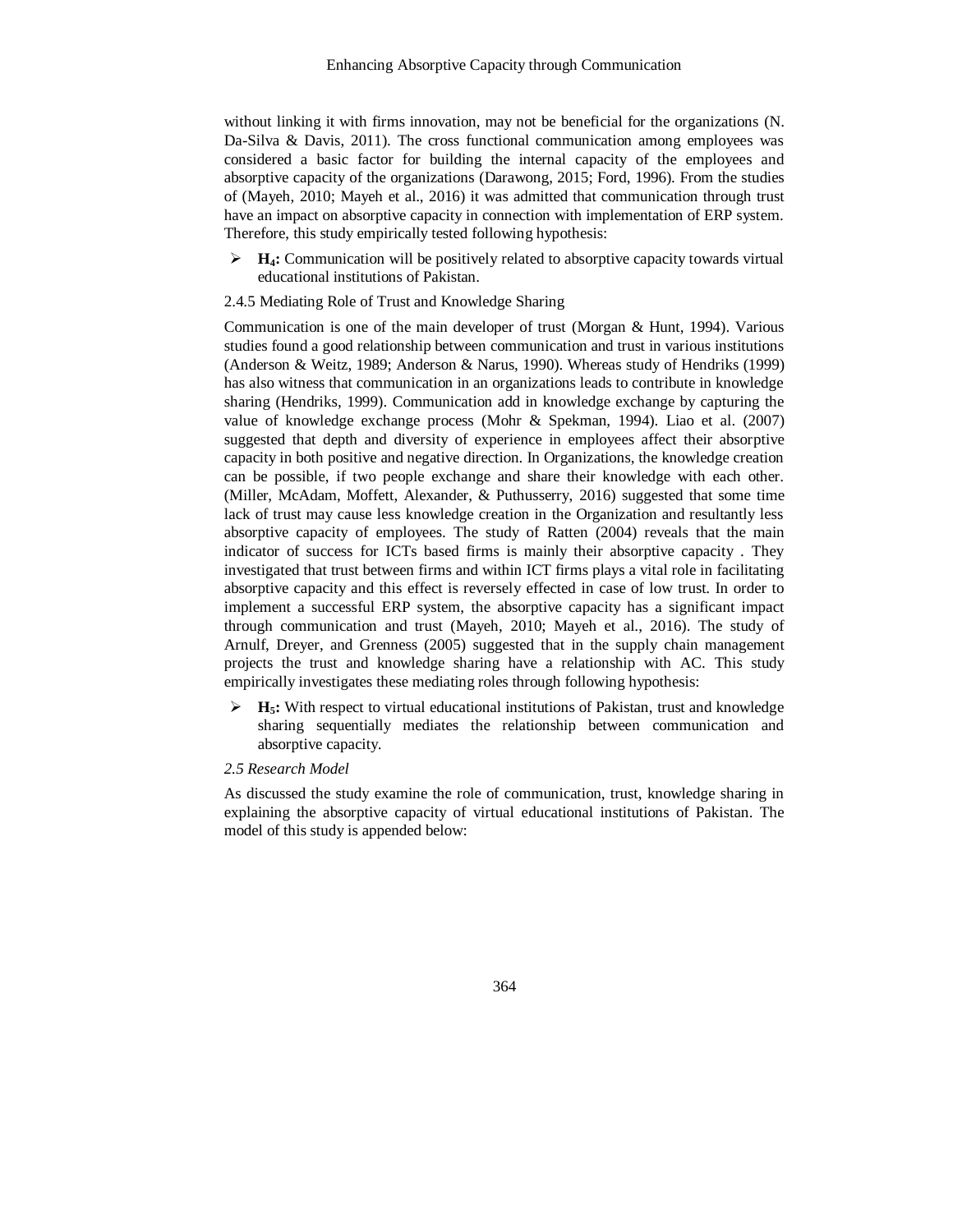without linking it with firms innovation, may not be beneficial for the organizations (N. Da-Silva & Davis, 2011). The cross functional communication among employees was considered a basic factor for building the internal capacity of the employees and absorptive capacity of the organizations (Darawong, 2015; Ford, 1996). From the studies of (Mayeh, 2010; Mayeh et al., 2016) it was admitted that communication through trust have an impact on absorptive capacity in connection with implementation of ERP system. Therefore, this study empirically tested following hypothesis:

- **$H_4$:** Communication will be positively related to absorptive capacity towards virtual educational institutions of Pakistan.

2.4.5 Mediating Role of Trust and Knowledge Sharing

Communication is one of the main developer of trust (Morgan & Hunt, 1994). Various studies found a good relationship between communication and trust in various institutions (Anderson & Weitz, 1989; Anderson & Narus, 1990). Whereas study of Hendriks (1999) has also witness that communication in an organizations leads to contribute in knowledge sharing (Hendriks, 1999). Communication add in knowledge exchange by capturing the value of knowledge exchange process (Mohr & Spekman, 1994). Liao et al. (2007) suggested that depth and diversity of experience in employees affect their absorptive capacity in both positive and negative direction. In Organizations, the knowledge creation can be possible, if two people exchange and share their knowledge with each other. (Miller, McAdam, Moffett, Alexander, & Puthusserry, 2016) suggested that some time lack of trust may cause less knowledge creation in the Organization and resultantly less absorptive capacity of employees. The study of Ratten (2004) reveals that the main indicator of success for ICTs based firms is mainly their absorptive capacity . They investigated that trust between firms and within ICT firms plays a vital role in facilitating absorptive capacity and this effect is reversely effected in case of low trust. In order to implement a successful ERP system, the absorptive capacity has a significant impact through communication and trust (Mayeh, 2010; Mayeh et al., 2016). The study of Arnulf, Dreyer, and Grenness (2005) suggested that in the supply chain management projects the trust and knowledge sharing have a relationship with AC. This study empirically investigates these mediating roles through following hypothesis:

- **$H_5$:** With respect to virtual educational institutions of Pakistan, trust and knowledge sharing sequentially mediates the relationship between communication and absorptive capacity.

*2.5 Research Model*

As discussed the study examine the role of communication, trust, knowledge sharing in explaining the absorptive capacity of virtual educational institutions of Pakistan. The model of this study is appended below: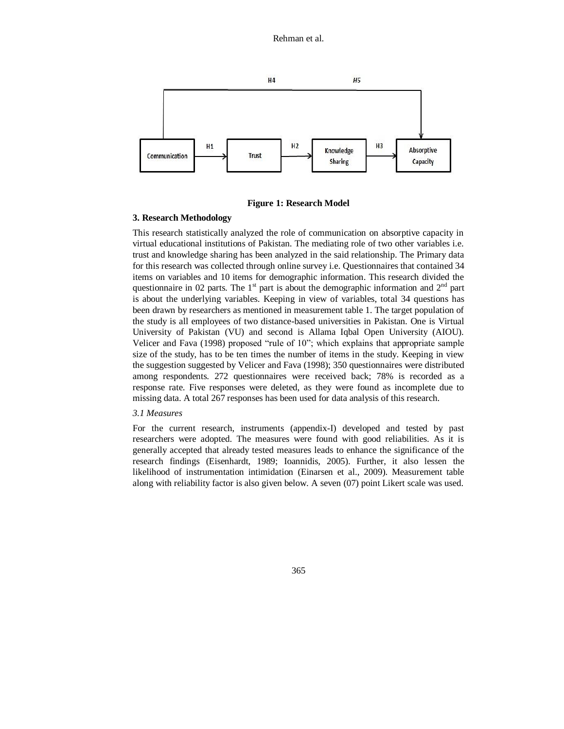Figure 1: Research Model

## 3. Research Methodology

This research statistically analyzed the role of communication on absorptive capacity in virtual educational institutions of Pakistan. The mediating role of two other variables i.e. trust and knowledge sharing has been analyzed in the said relationship. The Primary data for this research was collected through online survey i.e. Questionnaires that contained 34 items on variables and 10 items for demographic information. This research divided the questionnaire in 02 parts. The 1st part is about the demographic information and 2nd part is about the underlying variables. Keeping in view of variables, total 34 questions has been drawn by researchers as mentioned in measurement table 1. The target population of the study is all employees of two distance-based universities in Pakistan. One is Virtual University of Pakistan (VU) and second is Allama Iqbal Open University (AIOU). Velicer and Fava (1998) proposed "rule of 10"; which explains that appropriate sample size of the study, has to be ten times the number of items in the study. Keeping in view the suggestion suggested by Velicer and Fava (1998); 350 questionnaires were distributed among respondents. 272 questionnaires were received back; 78% is recorded as a response rate. Five responses were deleted, as they were found as incomplete due to missing data. A total 267 responses has been used for data analysis of this research.

### *3.1 Measures*

For the current research, instruments (appendix-I) developed and tested by past researchers were adopted. The measures were found with good reliabilities. As it is generally accepted that already tested measures leads to enhance the significance of the research findings (Eisenhardt, 1989; Ioannidis, 2005). Further, it also lessen the likelihood of instrumentation intimidation (Einarsen et al., 2009). Measurement table along with reliability factor is also given below. A seven (07) point Likert scale was used.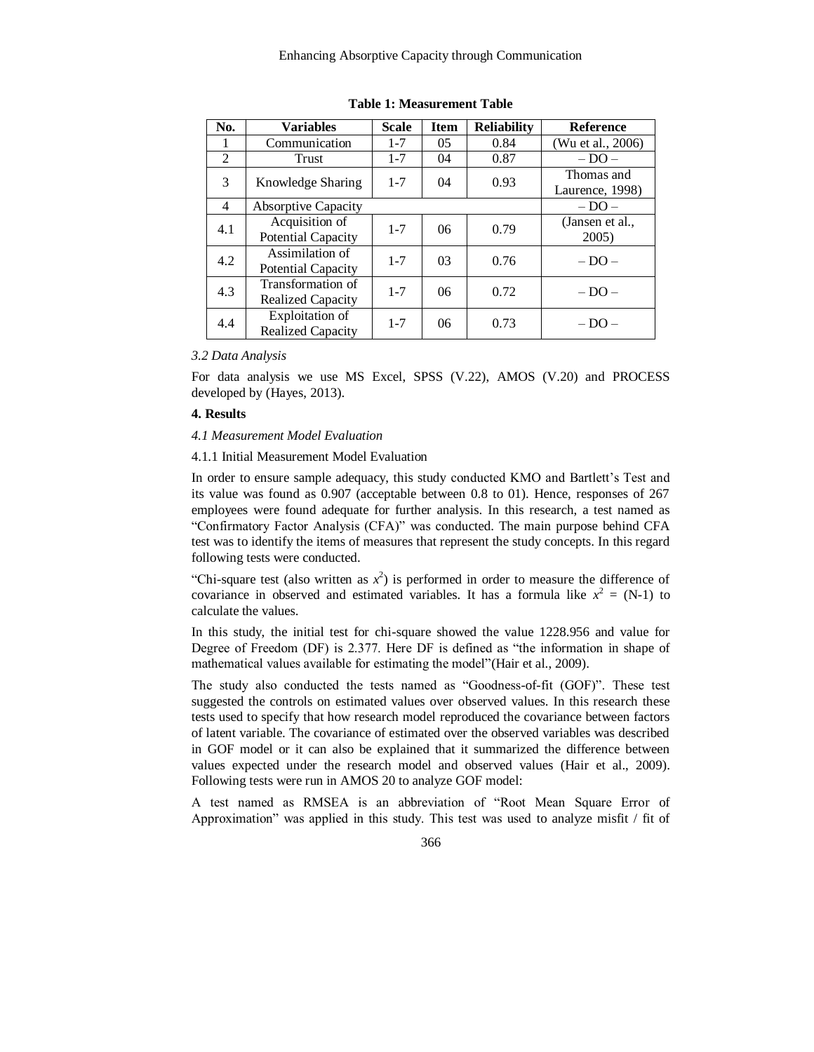**Table 1: Measurement Table**

| No. | Variables | Scale | Item | Reliability | Reference |
|---|---|---|---|---|---|
| 1 | Communication | 1-7 | 05 | 0.84 | (Wu et al., 2006) |
| 2 | Trust | 1-7 | 04 | 0.87 | – DO – |
| 3 | Knowledge Sharing | 1-7 | 04 | 0.93 | Thomas and Laurence, 1998) |
| 4 | Absorptive Capacity | | | | – DO – |
| 4.1 | Acquisition of Potential Capacity | 1-7 | 06 | 0.79 | (Jansen et al., 2005) |
| 4.2 | Assimilation of Potential Capacity | 1-7 | 03 | 0.76 | – DO – |
| 4.3 | Transformation of Realized Capacity | 1-7 | 06 | 0.72 | – DO – |
| 4.4 | Exploitation of Realized Capacity | 1-7 | 06 | 0.73 | – DO – |

### *3.2 Data Analysis*

For data analysis we use MS Excel, SPSS (V.22), AMOS (V.20) and PROCESS developed by (Hayes, 2013).

## 4. Results

### *4.1 Measurement Model Evaluation*

#### 4.1.1 Initial Measurement Model Evaluation

In order to ensure sample adequacy, this study conducted KMO and Bartlett's Test and its value was found as 0.907 (acceptable between 0.8 to 01). Hence, responses of 267 employees were found adequate for further analysis. In this research, a test named as "Confirmatory Factor Analysis (CFA)" was conducted. The main purpose behind CFA test was to identify the items of measures that represent the study concepts. In this regard following tests were conducted.

"Chi-square test (also written as $x^2$) is performed in order to measure the difference of covariance in observed and estimated variables. It has a formula like $x^2$ = (N-1) to calculate the values.

In this study, the initial test for chi-square showed the value 1228.956 and value for Degree of Freedom (DF) is 2.377. Here DF is defined as "the information in shape of mathematical values available for estimating the model"(Hair et al., 2009).

The study also conducted the tests named as "Goodness-of-fit (GOF)". These test suggested the controls on estimated values over observed values. In this research these tests used to specify that how research model reproduced the covariance between factors of latent variable. The covariance of estimated over the observed variables was described in GOF model or it can also be explained that it summarized the difference between values expected under the research model and observed values (Hair et al., 2009). Following tests were run in AMOS 20 to analyze GOF model:

A test named as RMSEA is an abbreviation of "Root Mean Square Error of Approximation" was applied in this study. This test was used to analyze misfit / fit of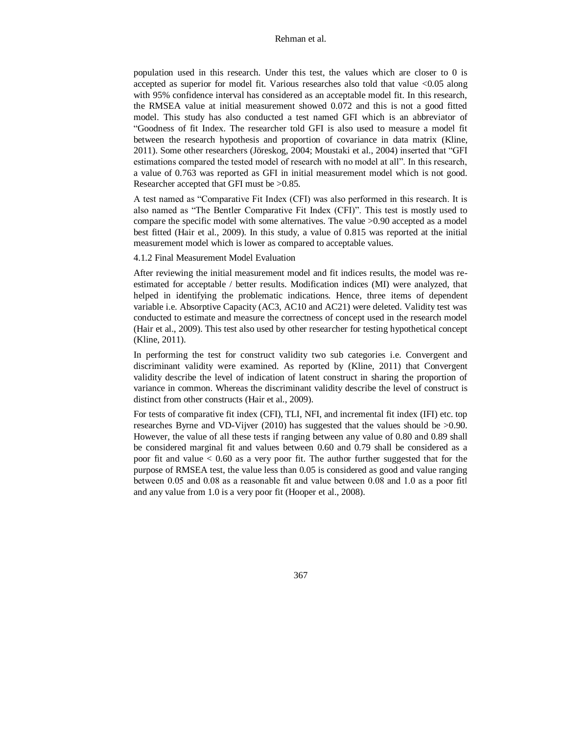population used in this research. Under this test, the values which are closer to 0 is accepted as superior for model fit. Various researches also told that value <0.05 along with 95% confidence interval has considered as an acceptable model fit. In this research, the RMSEA value at initial measurement showed 0.072 and this is not a good fitted model. This study has also conducted a test named GFI which is an abbreviator of "Goodness of fit Index. The researcher told GFI is also used to measure a model fit between the research hypothesis and proportion of covariance in data matrix (Kline, 2011). Some other researchers (Jöreskog, 2004; Moustaki et al., 2004) inserted that "GFI estimations compared the tested model of research with no model at all". In this research, a value of 0.763 was reported as GFI in initial measurement model which is not good. Researcher accepted that GFI must be >0.85.

A test named as "Comparative Fit Index (CFI) was also performed in this research. It is also named as "The Bentler Comparative Fit Index (CFI)". This test is mostly used to compare the specific model with some alternatives. The value >0.90 accepted as a model best fitted (Hair et al., 2009). In this study, a value of 0.815 was reported at the initial measurement model which is lower as compared to acceptable values.

4.1.2 Final Measurement Model Evaluation

After reviewing the initial measurement model and fit indices results, the model was re-estimated for acceptable / better results. Modification indices (MI) were analyzed, that helped in identifying the problematic indications. Hence, three items of dependent variable i.e. Absorptive Capacity (AC3, AC10 and AC21) were deleted. Validity test was conducted to estimate and measure the correctness of concept used in the research model (Hair et al., 2009). This test also used by other researcher for testing hypothetical concept (Kline, 2011).

In performing the test for construct validity two sub categories i.e. Convergent and discriminant validity were examined. As reported by (Kline, 2011) that Convergent validity describe the level of indication of latent construct in sharing the proportion of variance in common. Whereas the discriminant validity describe the level of construct is distinct from other constructs (Hair et al., 2009).

For tests of comparative fit index (CFI), TLI, NFI, and incremental fit index (IFI) etc. top researches Byrne and VD-Vijver (2010) has suggested that the values should be >0.90. However, the value of all these tests if ranging between any value of 0.80 and 0.89 shall be considered marginal fit and values between 0.60 and 0.79 shall be considered as a poor fit and value < 0.60 as a very poor fit. The author further suggested that for the purpose of RMSEA test, the value less than 0.05 is considered as good and value ranging between 0.05 and 0.08 as a reasonable fit and value between 0.08 and 1.0 as a poor fit‖ and any value from 1.0 is a very poor fit (Hooper et al., 2008).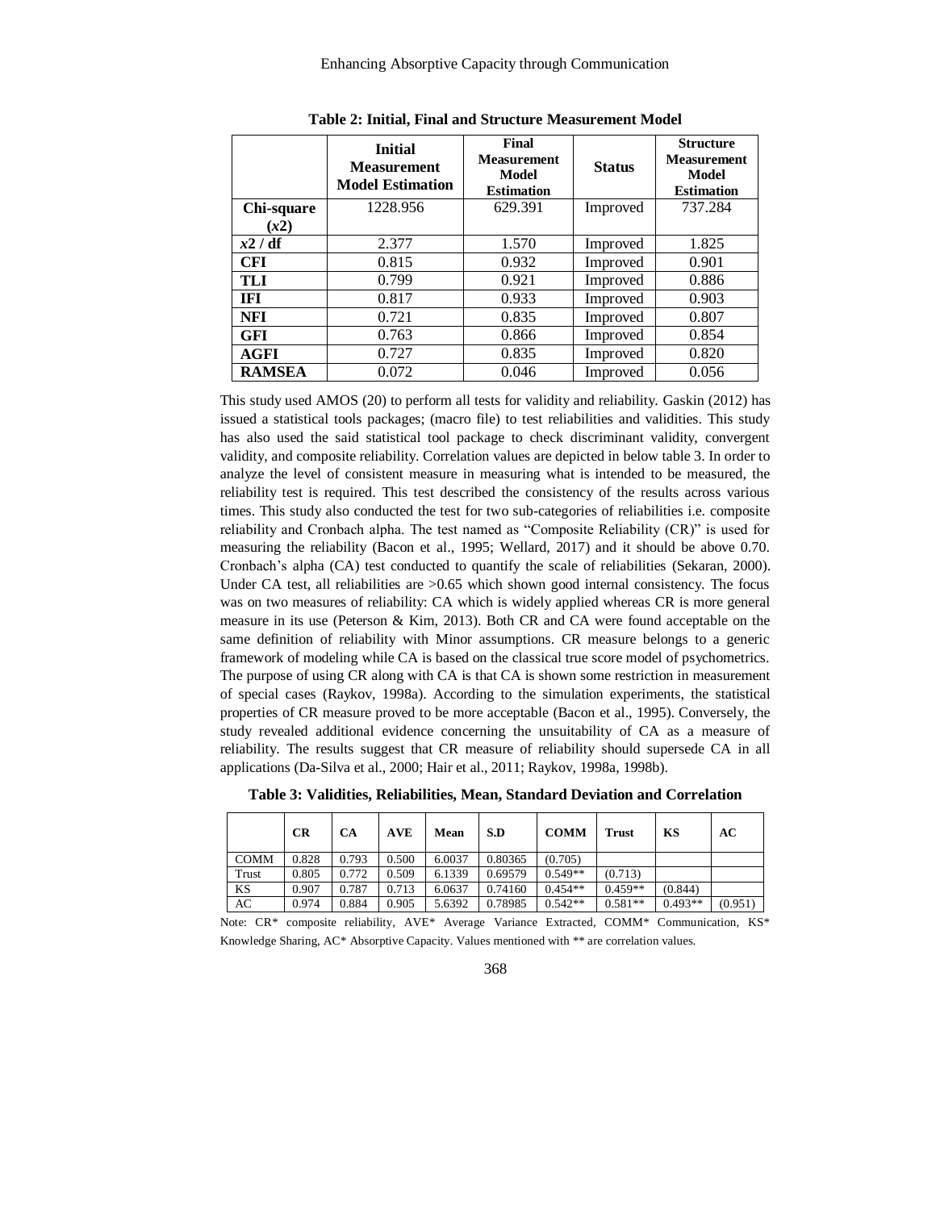**Table 2: Initial, Final and Structure Measurement Model**

| | Initial Measurement Model Estimation | Final Measurement Model Estimation | Status | Structure Measurement Model Estimation |
|---|---|---|---|---|
| **Chi-square ($x2$)** | 1228.956 | 629.391 | Improved | 737.284 |
| **$x2$ / df** | 2.377 | 1.570 | Improved | 1.825 |
| **CFI** | 0.815 | 0.932 | Improved | 0.901 |
| **TLI** | 0.799 | 0.921 | Improved | 0.886 |
| **IFI** | 0.817 | 0.933 | Improved | 0.903 |
| **NFI** | 0.721 | 0.835 | Improved | 0.807 |
| **GFI** | 0.763 | 0.866 | Improved | 0.854 |
| **AGFI** | 0.727 | 0.835 | Improved | 0.820 |
| **RAMSEA** | 0.072 | 0.046 | Improved | 0.056 |

This study used AMOS (20) to perform all tests for validity and reliability. Gaskin (2012) has issued a statistical tools packages; (macro file) to test reliabilities and validities. This study has also used the said statistical tool package to check discriminant validity, convergent validity, and composite reliability. Correlation values are depicted in below table 3. In order to analyze the level of consistent measure in measuring what is intended to be measured, the reliability test is required. This test described the consistency of the results across various times. This study also conducted the test for two sub-categories of reliabilities i.e. composite reliability and Cronbach alpha. The test named as "Composite Reliability (CR)" is used for measuring the reliability (Bacon et al., 1995; Wellard, 2017) and it should be above 0.70. Cronbach's alpha (CA) test conducted to quantify the scale of reliabilities (Sekaran, 2000). Under CA test, all reliabilities are >0.65 which shown good internal consistency. The focus was on two measures of reliability: CA which is widely applied whereas CR is more general measure in its use (Peterson & Kim, 2013). Both CR and CA were found acceptable on the same definition of reliability with Minor assumptions. CR measure belongs to a generic framework of modeling while CA is based on the classical true score model of psychometrics. The purpose of using CR along with CA is that CA is shown some restriction in measurement of special cases (Raykov, 1998a). According to the simulation experiments, the statistical properties of CR measure proved to be more acceptable (Bacon et al., 1995). Conversely, the study revealed additional evidence concerning the unsuitability of CA as a measure of reliability. The results suggest that CR measure of reliability should supersede CA in all applications (Da-Silva et al., 2000; Hair et al., 2011; Raykov, 1998a, 1998b).

**Table 3: Validities, Reliabilities, Mean, Standard Deviation and Correlation**

| | CR | CA | AVE | Mean | S.D | COMM | Trust | KS | AC |
|---|---|---|---|---|---|---|---|---|---|
| COMM | 0.828 | 0.793 | 0.500 | 6.0037 | 0.80365 | (0.705) | | | |
| Trust | 0.805 | 0.772 | 0.509 | 6.1339 | 0.69579 | 0.549** | (0.713) | | |
| KS | 0.907 | 0.787 | 0.713 | 6.0637 | 0.74160 | 0.454** | 0.459** | (0.844) | |
| AC | 0.974 | 0.884 | 0.905 | 5.6392 | 0.78985 | 0.542** | 0.581** | 0.493** | (0.951) |

Note: CR* composite reliability, AVE* Average Variance Extracted, COMM* Communication, KS* Knowledge Sharing, AC* Absorptive Capacity. Values mentioned with ** are correlation values.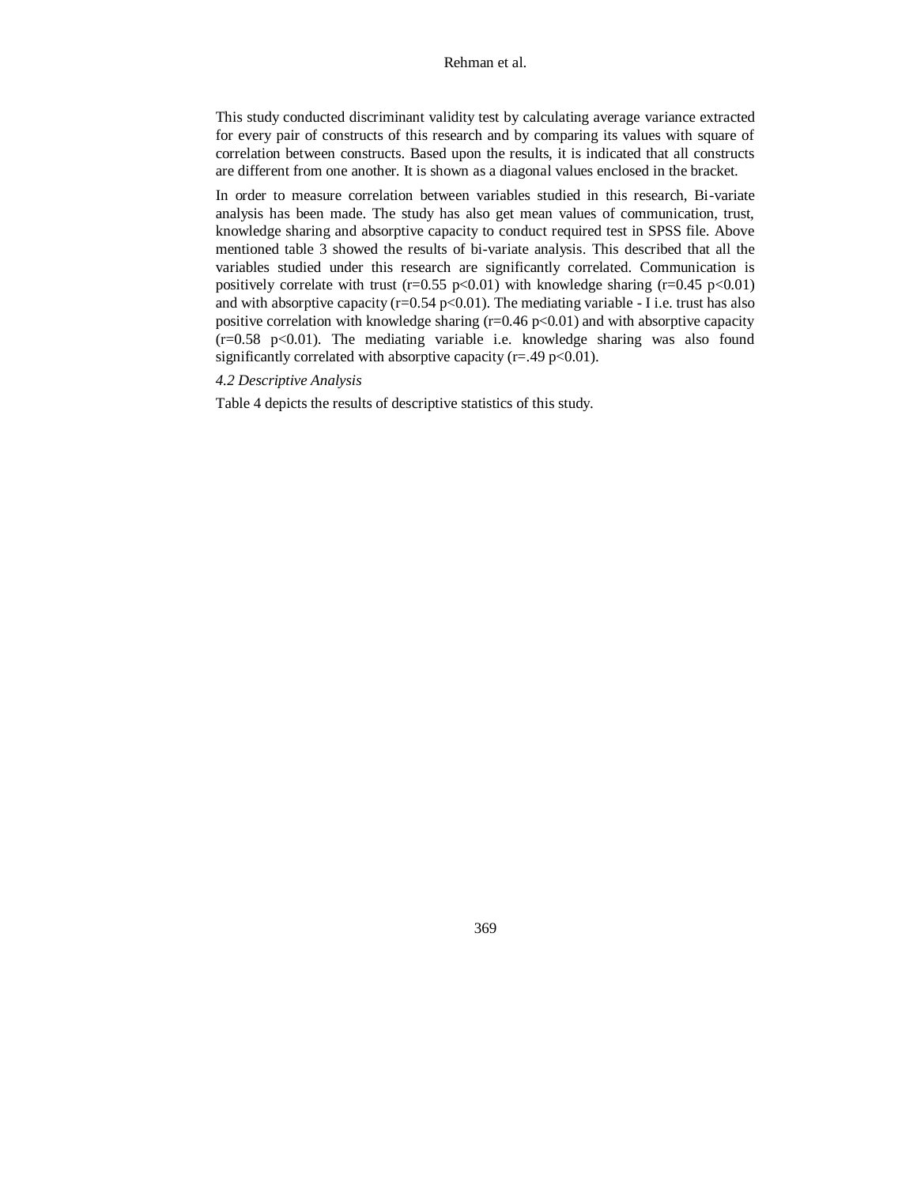This study conducted discriminant validity test by calculating average variance extracted for every pair of constructs of this research and by comparing its values with square of correlation between constructs. Based upon the results, it is indicated that all constructs are different from one another. It is shown as a diagonal values enclosed in the bracket.

In order to measure correlation between variables studied in this research, Bi-variate analysis has been made. The study has also get mean values of communication, trust, knowledge sharing and absorptive capacity to conduct required test in SPSS file. Above mentioned table 3 showed the results of bi-variate analysis. This described that all the variables studied under this research are significantly correlated. Communication is positively correlate with trust ($r=0.55$ $p<0.01$) with knowledge sharing ($r=0.45$ $p<0.01$) and with absorptive capacity ($r=0.54$ $p<0.01$). The mediating variable - I i.e. trust has also positive correlation with knowledge sharing ($r=0.46$ $p<0.01$) and with absorptive capacity ($r=0.58$ $p<0.01$). The mediating variable i.e. knowledge sharing was also found significantly correlated with absorptive capacity ($r=.49$ $p<0.01$).

*4.2 Descriptive Analysis*

Table 4 depicts the results of descriptive statistics of this study.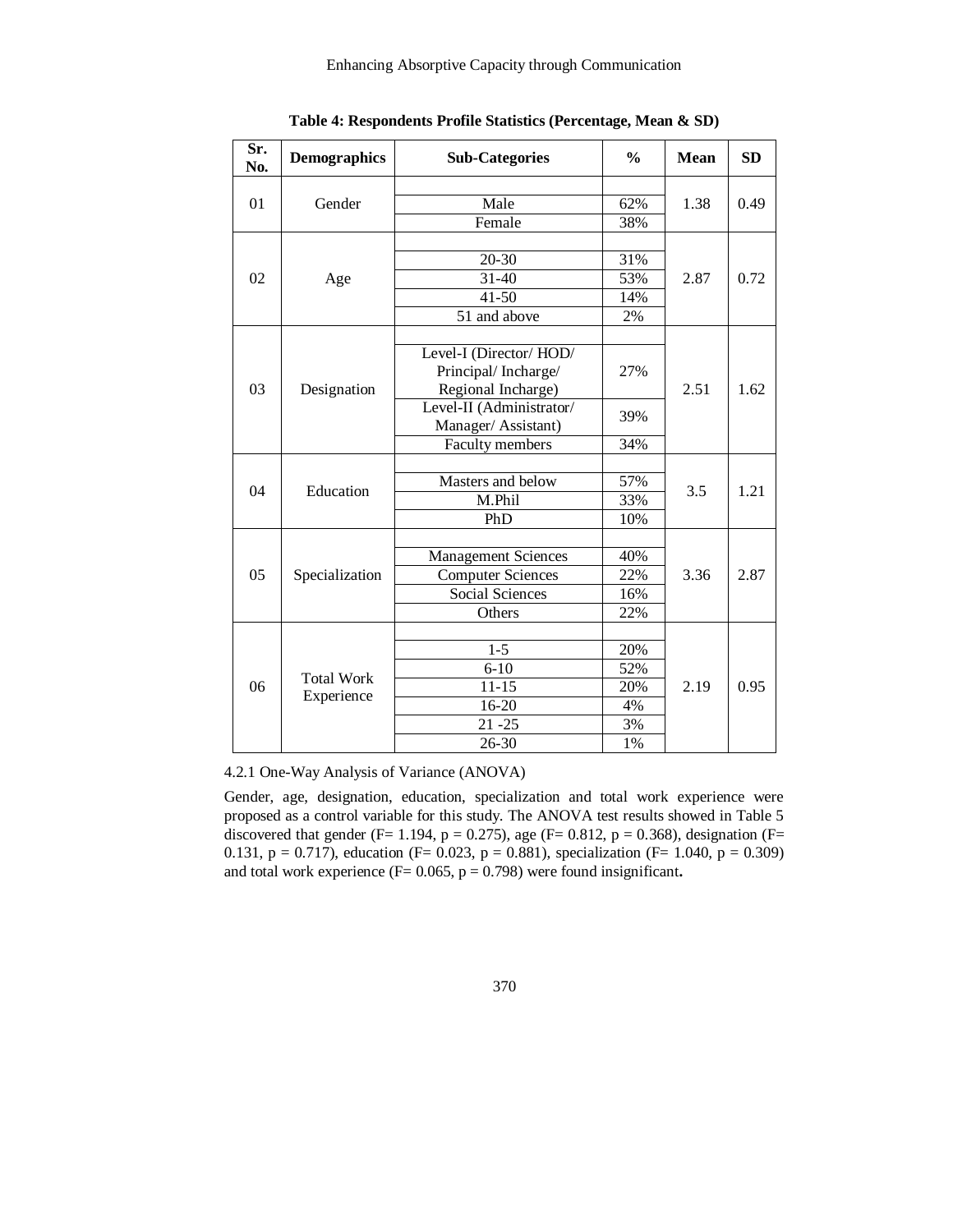**Table 4: Respondents Profile Statistics (Percentage, Mean & SD)**

| Sr. No. | Demographics | Sub-Categories | % | Mean | SD |
|---|---|---|---|---|---|
| 01 | Gender | Male | 62% | 1.38 | 0.49 |
| | | Female | 38% | | |
| 02 | Age | 20-30 | 31% | 2.87 | 0.72 |
| | | 31-40 | 53% | | |
| | | 41-50 | 14% | | |
| | | 51 and above | 2% | | |
| 03 | Designation | Level-I (Director/ HOD/ Principal/ Incharge/ Regional Incharge) | 27% | 2.51 | 1.62 |
| | | Level-II (Administrator/ Manager/ Assistant) | 39% | | |
| | | Faculty members | 34% | | |
| 04 | Education | Masters and below | 57% | 3.5 | 1.21 |
| | | M.Phil | 33% | | |
| | | PhD | 10% | | |
| 05 | Specialization | Management Sciences | 40% | 3.36 | 2.87 |
| | | Computer Sciences | 22% | | |
| | | Social Sciences | 16% | | |
| | | Others | 22% | | |
| 06 | Total Work Experience | 1-5 | 20% | 2.19 | 0.95 |
| | | 6-10 | 52% | | |
| | | 11-15 | 20% | | |
| | | 16-20 | 4% | | |
| | | 21 -25 | 3% | | |
| | | 26-30 | 1% | | |

4.2.1 One-Way Analysis of Variance (ANOVA)

Gender, age, designation, education, specialization and total work experience were proposed as a control variable for this study. The ANOVA test results showed in Table 5 discovered that gender ($F= 1.194$, $p = 0.275$), age ($F= 0.812$, $p = 0.368$), designation ($F= 0.131$, $p = 0.717$), education ($F= 0.023$, $p = 0.881$), specialization ($F= 1.040$, $p = 0.309$) and total work experience ($F= 0.065$, $p = 0.798$) were found insignificant**.**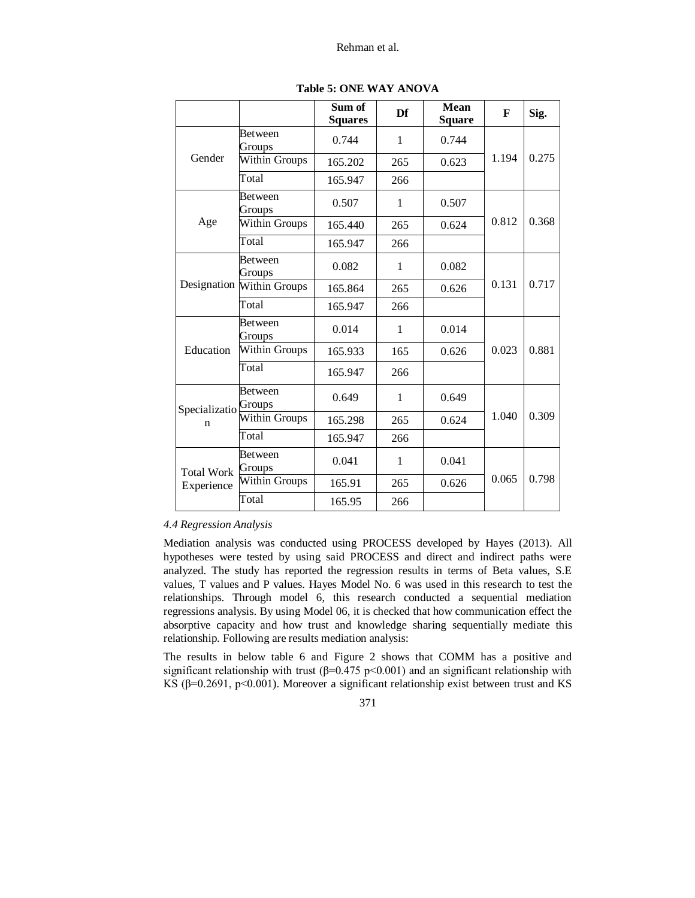**Table 5: ONE WAY ANOVA**

| | | Sum of Squares | Df | Mean Square | F | Sig. |
|---|---|---|---|---|---|---|
| Gender | Between Groups | 0.744 | 1 | 0.744 | 1.194 | 0.275 |
| | Within Groups | 165.202 | 265 | 0.623 | | |
| | Total | 165.947 | 266 | | | |
| Age | Between Groups | 0.507 | 1 | 0.507 | 0.812 | 0.368 |
| | Within Groups | 165.440 | 265 | 0.624 | | |
| | Total | 165.947 | 266 | | | |
| Designation | Between Groups | 0.082 | 1 | 0.082 | 0.131 | 0.717 |
| | Within Groups | 165.864 | 265 | 0.626 | | |
| | Total | 165.947 | 266 | | | |
| Education | Between Groups | 0.014 | 1 | 0.014 | 0.023 | 0.881 |
| | Within Groups | 165.933 | 165 | 0.626 | | |
| | Total | 165.947 | 266 | | | |
| Specialization | Between Groups | 0.649 | 1 | 0.649 | 1.040 | 0.309 |
| | Within Groups | 165.298 | 265 | 0.624 | | |
| | Total | 165.947 | 266 | | | |
| Total Work Experience | Between Groups | 0.041 | 1 | 0.041 | 0.065 | 0.798 |
| | Within Groups | 165.91 | 265 | 0.626 | | |
| | Total | 165.95 | 266 | | | |

*4.4 Regression Analysis*

Mediation analysis was conducted using PROCESS developed by Hayes (2013). All hypotheses were tested by using said PROCESS and direct and indirect paths were analyzed. The study has reported the regression results in terms of Beta values, S.E values, T values and P values. Hayes Model No. 6 was used in this research to test the relationships. Through model 6, this research conducted a sequential mediation regressions analysis. By using Model 06, it is checked that how communication effect the absorptive capacity and how trust and knowledge sharing sequentially mediate this relationship. Following are results mediation analysis:

The results in below table 6 and Figure 2 shows that COMM has a positive and significant relationship with trust ($\beta$=0.475 $p<0.001$) and an significant relationship with KS ($\beta$=0.2691, $p<0.001$). Moreover a significant relationship exist between trust and KS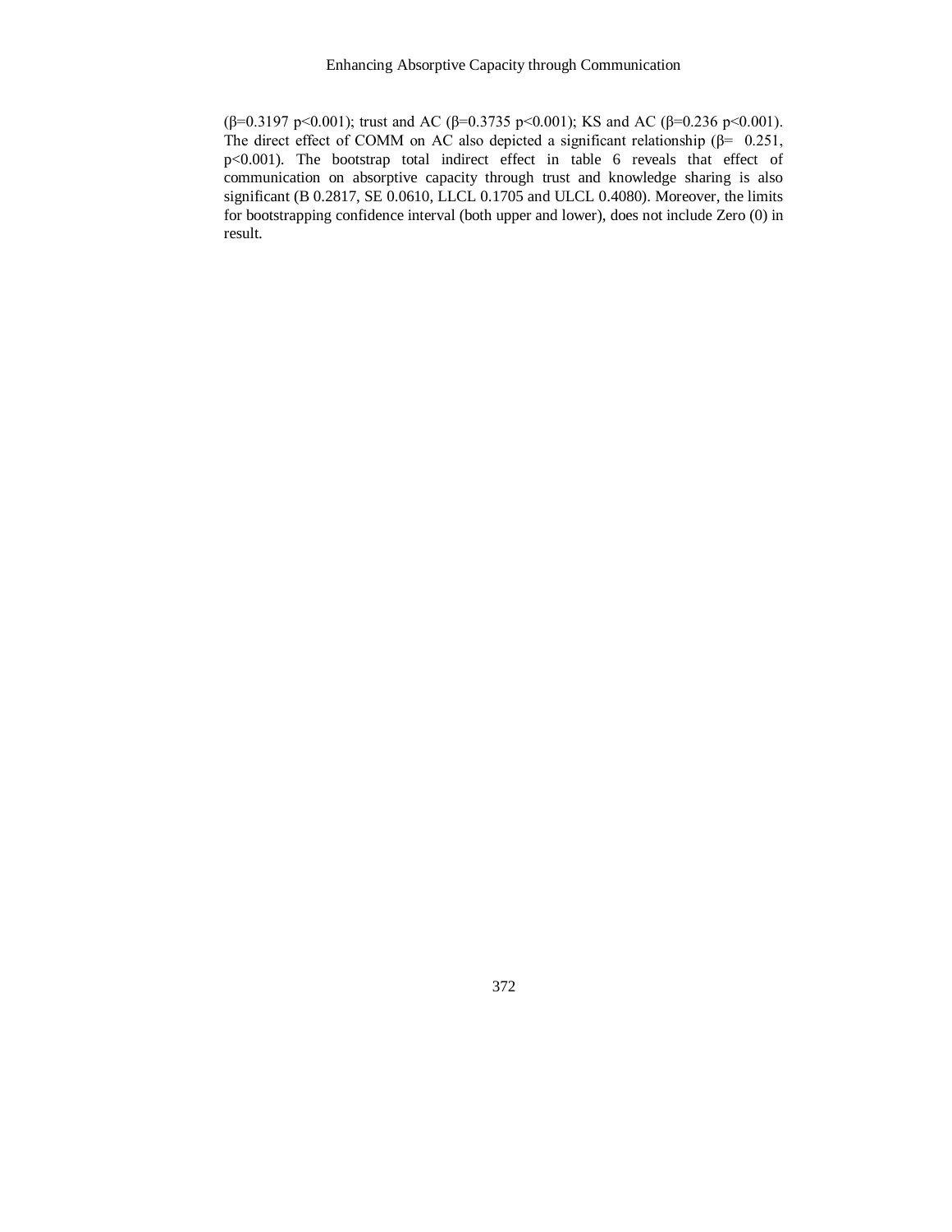($\beta$=0.3197 $p<0.001$); trust and AC ($\beta$=0.3735 $p<0.001$); KS and AC ($\beta$=0.236 $p<0.001$). The direct effect of COMM on AC also depicted a significant relationship ($\beta$= 0.251, $p<0.001$). The bootstrap total indirect effect in table 6 reveals that effect of communication on absorptive capacity through trust and knowledge sharing is also significant (B 0.2817, SE 0.0610, LLCL 0.1705 and ULCL 0.4080). Moreover, the limits for bootstrapping confidence interval (both upper and lower), does not include Zero (0) in result.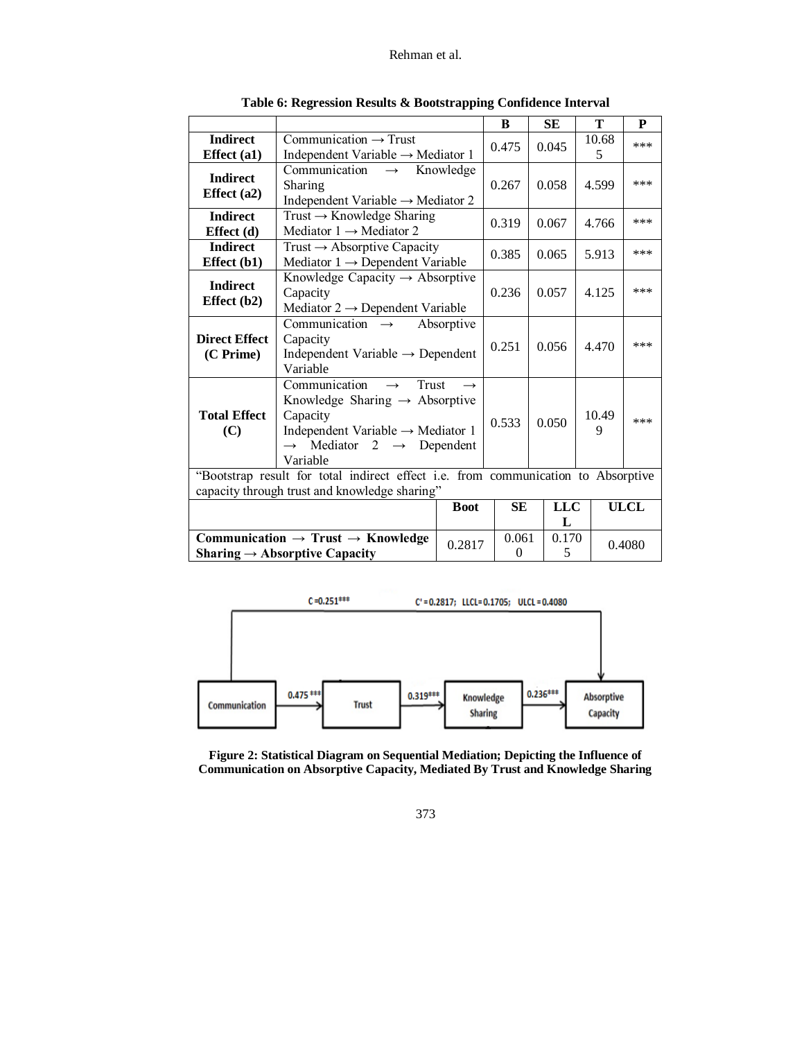**Table 6: Regression Results & Bootstrapping Confidence Interval**

| | | B | SE | T | P |
|---|---|---|---|---|---|
| **Indirect Effect (a1)** | Communication → Trust<br>Independent Variable → Mediator 1 | 0.475 | 0.045 | 10.685 | *** |
| **Indirect Effect (a2)** | Communication → Knowledge Sharing<br>Independent Variable → Mediator 2 | 0.267 | 0.058 | 4.599 | *** |
| **Indirect Effect (d)** | Trust → Knowledge Sharing<br>Mediator 1 → Mediator 2 | 0.319 | 0.067 | 4.766 | *** |
| **Indirect Effect (b1)** | Trust → Absorptive Capacity<br>Mediator 1 → Dependent Variable | 0.385 | 0.065 | 5.913 | *** |
| **Indirect Effect (b2)** | Knowledge Capacity → Absorptive Capacity<br>Mediator 2 → Dependent Variable | 0.236 | 0.057 | 4.125 | *** |
| **Direct Effect (C Prime)** | Communication → Absorptive Capacity<br>Independent Variable → Dependent Variable | 0.251 | 0.056 | 4.470 | *** |
| **Total Effect (C)** | Communication → Trust → Knowledge Sharing → Absorptive Capacity<br>Independent Variable → Mediator 1 → Mediator 2 → Dependent Variable | 0.533 | 0.050 | 10.499 | *** |

"Bootstrap result for total indirect effect i.e. from communication to Absorptive capacity through trust and knowledge sharing"

| | Boot | SE | LLCL | ULCL |
|---|---|---|---|---|
| **Communication → Trust → Knowledge Sharing → Absorptive Capacity** | 0.2817 | 0.0610 | 0.1705 | 0.4080 |

C =0.251*** C' =0.2817; LLCL=0.1705; ULCL =0.4080

Communication → 0.475*** → Trust → 0.319*** → Knowledge Sharing → 0.236*** → Absorptive Capacity

**Figure 2: Statistical Diagram on Sequential Mediation; Depicting the Influence of Communication on Absorptive Capacity, Mediated By Trust and Knowledge Sharing**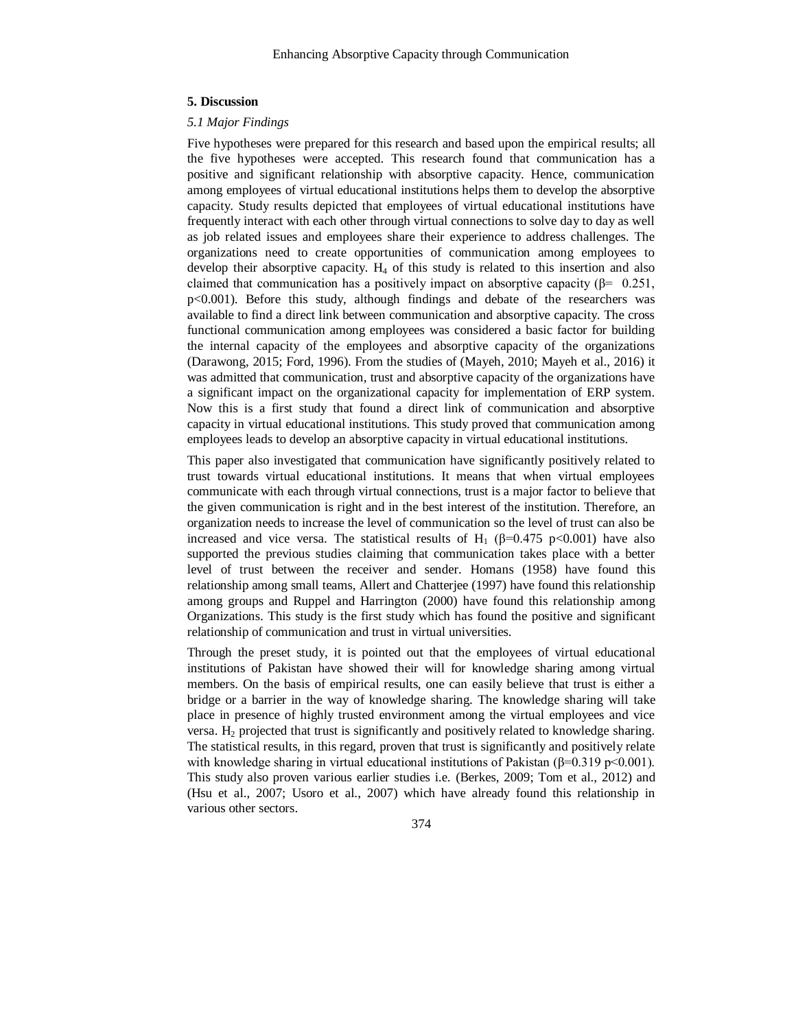## 5. Discussion

### *5.1 Major Findings*

Five hypotheses were prepared for this research and based upon the empirical results; all the five hypotheses were accepted. This research found that communication has a positive and significant relationship with absorptive capacity. Hence, communication among employees of virtual educational institutions helps them to develop the absorptive capacity. Study results depicted that employees of virtual educational institutions have frequently interact with each other through virtual connections to solve day to day as well as job related issues and employees share their experience to address challenges. The organizations need to create opportunities of communication among employees to develop their absorptive capacity. $H_4$ of this study is related to this insertion and also claimed that communication has a positively impact on absorptive capacity ($\beta = 0.251$, $p<0.001$). Before this study, although findings and debate of the researchers was available to find a direct link between communication and absorptive capacity. The cross functional communication among employees was considered a basic factor for building the internal capacity of the employees and absorptive capacity of the organizations (Darawong, 2015; Ford, 1996). From the studies of (Mayeh, 2010; Mayeh et al., 2016) it was admitted that communication, trust and absorptive capacity of the organizations have a significant impact on the organizational capacity for implementation of ERP system. Now this is a first study that found a direct link of communication and absorptive capacity in virtual educational institutions. This study proved that communication among employees leads to develop an absorptive capacity in virtual educational institutions.

This paper also investigated that communication have significantly positively related to trust towards virtual educational institutions. It means that when virtual employees communicate with each through virtual connections, trust is a major factor to believe that the given communication is right and in the best interest of the institution. Therefore, an organization needs to increase the level of communication so the level of trust can also be increased and vice versa. The statistical results of $H_1$ ($\beta=0.475$ $p<0.001$) have also supported the previous studies claiming that communication takes place with a better level of trust between the receiver and sender. Homans (1958) have found this relationship among small teams, Allert and Chatterjee (1997) have found this relationship among groups and Ruppel and Harrington (2000) have found this relationship among Organizations. This study is the first study which has found the positive and significant relationship of communication and trust in virtual universities.

Through the preset study, it is pointed out that the employees of virtual educational institutions of Pakistan have showed their will for knowledge sharing among virtual members. On the basis of empirical results, one can easily believe that trust is either a bridge or a barrier in the way of knowledge sharing. The knowledge sharing will take place in presence of highly trusted environment among the virtual employees and vice versa. $H_2$ projected that trust is significantly and positively related to knowledge sharing. The statistical results, in this regard, proven that trust is significantly and positively relate with knowledge sharing in virtual educational institutions of Pakistan ($\beta=0.319$ $p<0.001$). This study also proven various earlier studies i.e. (Berkes, 2009; Tom et al., 2012) and (Hsu et al., 2007; Usoro et al., 2007) which have already found this relationship in various other sectors.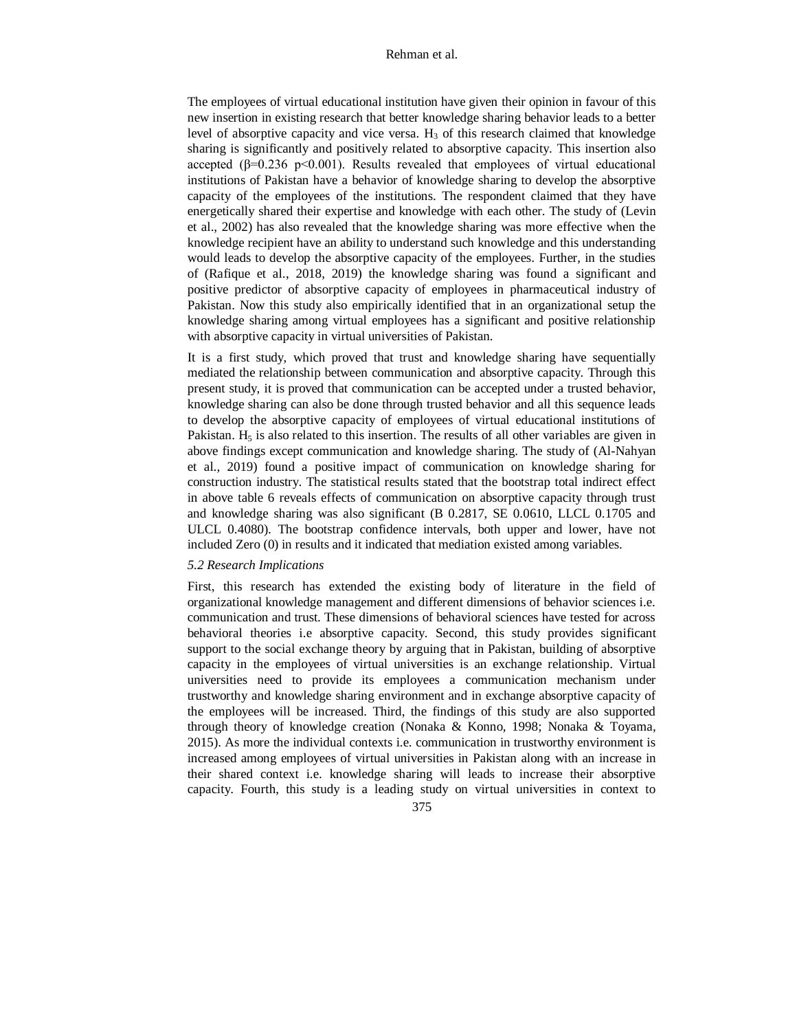The employees of virtual educational institution have given their opinion in favour of this new insertion in existing research that better knowledge sharing behavior leads to a better level of absorptive capacity and vice versa. $H_3$ of this research claimed that knowledge sharing is significantly and positively related to absorptive capacity. This insertion also accepted ($\beta$=0.236 $p<0.001$). Results revealed that employees of virtual educational institutions of Pakistan have a behavior of knowledge sharing to develop the absorptive capacity of the employees of the institutions. The respondent claimed that they have energetically shared their expertise and knowledge with each other. The study of (Levin et al., 2002) has also revealed that the knowledge sharing was more effective when the knowledge recipient have an ability to understand such knowledge and this understanding would leads to develop the absorptive capacity of the employees. Further, in the studies of (Rafique et al., 2018, 2019) the knowledge sharing was found a significant and positive predictor of absorptive capacity of employees in pharmaceutical industry of Pakistan. Now this study also empirically identified that in an organizational setup the knowledge sharing among virtual employees has a significant and positive relationship with absorptive capacity in virtual universities of Pakistan.

It is a first study, which proved that trust and knowledge sharing have sequentially mediated the relationship between communication and absorptive capacity. Through this present study, it is proved that communication can be accepted under a trusted behavior, knowledge sharing can also be done through trusted behavior and all this sequence leads to develop the absorptive capacity of employees of virtual educational institutions of Pakistan. $H_5$ is also related to this insertion. The results of all other variables are given in above findings except communication and knowledge sharing. The study of (Al-Nahyan et al., 2019) found a positive impact of communication on knowledge sharing for construction industry. The statistical results stated that the bootstrap total indirect effect in above table 6 reveals effects of communication on absorptive capacity through trust and knowledge sharing was also significant (B 0.2817, SE 0.0610, LLCL 0.1705 and ULCL 0.4080). The bootstrap confidence intervals, both upper and lower, have not included Zero (0) in results and it indicated that mediation existed among variables.

*5.2 Research Implications*

First, this research has extended the existing body of literature in the field of organizational knowledge management and different dimensions of behavior sciences i.e. communication and trust. These dimensions of behavioral sciences have tested for across behavioral theories i.e absorptive capacity. Second, this study provides significant support to the social exchange theory by arguing that in Pakistan, building of absorptive capacity in the employees of virtual universities is an exchange relationship. Virtual universities need to provide its employees a communication mechanism under trustworthy and knowledge sharing environment and in exchange absorptive capacity of the employees will be increased. Third, the findings of this study are also supported through theory of knowledge creation (Nonaka & Konno, 1998; Nonaka & Toyama, 2015). As more the individual contexts i.e. communication in trustworthy environment is increased among employees of virtual universities in Pakistan along with an increase in their shared context i.e. knowledge sharing will leads to increase their absorptive capacity. Fourth, this study is a leading study on virtual universities in context to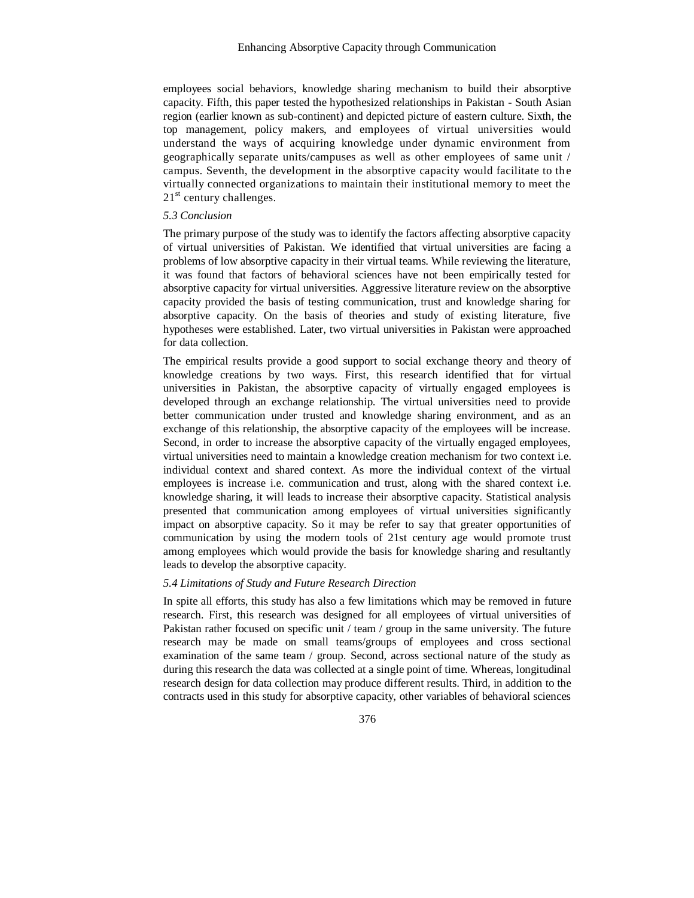employees social behaviors, knowledge sharing mechanism to build their absorptive capacity. Fifth, this paper tested the hypothesized relationships in Pakistan - South Asian region (earlier known as sub-continent) and depicted picture of eastern culture. Sixth, the top management, policy makers, and employees of virtual universities would understand the ways of acquiring knowledge under dynamic environment from geographically separate units/campuses as well as other employees of same unit / campus. Seventh, the development in the absorptive capacity would facilitate to the virtually connected organizations to maintain their institutional memory to meet the 21st century challenges.

*5.3 Conclusion*

The primary purpose of the study was to identify the factors affecting absorptive capacity of virtual universities of Pakistan. We identified that virtual universities are facing a problems of low absorptive capacity in their virtual teams. While reviewing the literature, it was found that factors of behavioral sciences have not been empirically tested for absorptive capacity for virtual universities. Aggressive literature review on the absorptive capacity provided the basis of testing communication, trust and knowledge sharing for absorptive capacity. On the basis of theories and study of existing literature, five hypotheses were established. Later, two virtual universities in Pakistan were approached for data collection.

The empirical results provide a good support to social exchange theory and theory of knowledge creations by two ways. First, this research identified that for virtual universities in Pakistan, the absorptive capacity of virtually engaged employees is developed through an exchange relationship. The virtual universities need to provide better communication under trusted and knowledge sharing environment, and as an exchange of this relationship, the absorptive capacity of the employees will be increase. Second, in order to increase the absorptive capacity of the virtually engaged employees, virtual universities need to maintain a knowledge creation mechanism for two context i.e. individual context and shared context. As more the individual context of the virtual employees is increase i.e. communication and trust, along with the shared context i.e. knowledge sharing, it will leads to increase their absorptive capacity. Statistical analysis presented that communication among employees of virtual universities significantly impact on absorptive capacity. So it may be refer to say that greater opportunities of communication by using the modern tools of 21st century age would promote trust among employees which would provide the basis for knowledge sharing and resultantly leads to develop the absorptive capacity.

*5.4 Limitations of Study and Future Research Direction*

In spite all efforts, this study has also a few limitations which may be removed in future research. First, this research was designed for all employees of virtual universities of Pakistan rather focused on specific unit / team / group in the same university. The future research may be made on small teams/groups of employees and cross sectional examination of the same team / group. Second, across sectional nature of the study as during this research the data was collected at a single point of time. Whereas, longitudinal research design for data collection may produce different results. Third, in addition to the contracts used in this study for absorptive capacity, other variables of behavioral sciences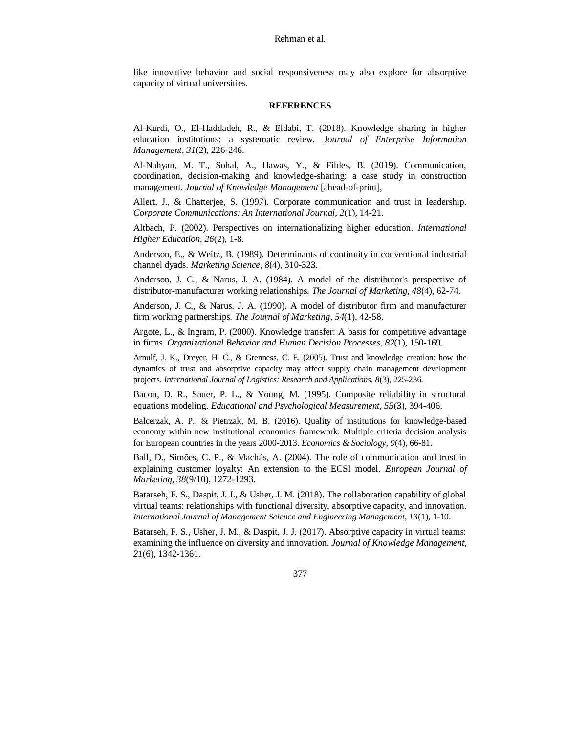like innovative behavior and social responsiveness may also explore for absorptive capacity of virtual universities.

## REFERENCES

Al-Kurdi, O., El-Haddadeh, R., & Eldabi, T. (2018). Knowledge sharing in higher education institutions: a systematic review. *Journal of Enterprise Information Management, 31*(2), 226-246.

Al-Nahyan, M. T., Sohal, A., Hawas, Y., & Fildes, B. (2019). Communication, coordination, decision-making and knowledge-sharing: a case study in construction management. *Journal of Knowledge Management* [ahead-of-print],

Allert, J., & Chatterjee, S. (1997). Corporate communication and trust in leadership. *Corporate Communications: An International Journal, 2*(1), 14-21.

Altbach, P. (2002). Perspectives on internationalizing higher education. *International Higher Education, 26*(2), 1-8.

Anderson, E., & Weitz, B. (1989). Determinants of continuity in conventional industrial channel dyads. *Marketing Science, 8*(4), 310-323.

Anderson, J. C., & Narus, J. A. (1984). A model of the distributor's perspective of distributor-manufacturer working relationships. *The Journal of Marketing, 48*(4), 62-74.

Anderson, J. C., & Narus, J. A. (1990). A model of distributor firm and manufacturer firm working partnerships. *The Journal of Marketing, 54*(1), 42-58.

Argote, L., & Ingram, P. (2000). Knowledge transfer: A basis for competitive advantage in firms. *Organizational Behavior and Human Decision Processes, 82*(1), 150-169.

Arnulf, J. K., Dreyer, H. C., & Grenness, C. E. (2005). Trust and knowledge creation: how the dynamics of trust and absorptive capacity may affect supply chain management development projects. *International Journal of Logistics: Research and Applications, 8*(3), 225-236.

Bacon, D. R., Sauer, P. L., & Young, M. (1995). Composite reliability in structural equations modeling. *Educational and Psychological Measurement, 55*(3), 394-406.

Balcerzak, A. P., & Pietrzak, M. B. (2016). Quality of institutions for knowledge-based economy within new institutional economics framework. Multiple criteria decision analysis for European countries in the years 2000-2013. *Economics & Sociology, 9*(4), 66-81.

Ball, D., Simões, C. P., & Machás, A. (2004). The role of communication and trust in explaining customer loyalty: An extension to the ECSI model. *European Journal of Marketing, 38*(9/10), 1272-1293.

Batarseh, F. S., Daspit, J. J., & Usher, J. M. (2018). The collaboration capability of global virtual teams: relationships with functional diversity, absorptive capacity, and innovation. *International Journal of Management Science and Engineering Management, 13*(1), 1-10.

Batarseh, F. S., Usher, J. M., & Daspit, J. J. (2017). Absorptive capacity in virtual teams: examining the influence on diversity and innovation. *Journal of Knowledge Management, 21*(6), 1342-1361.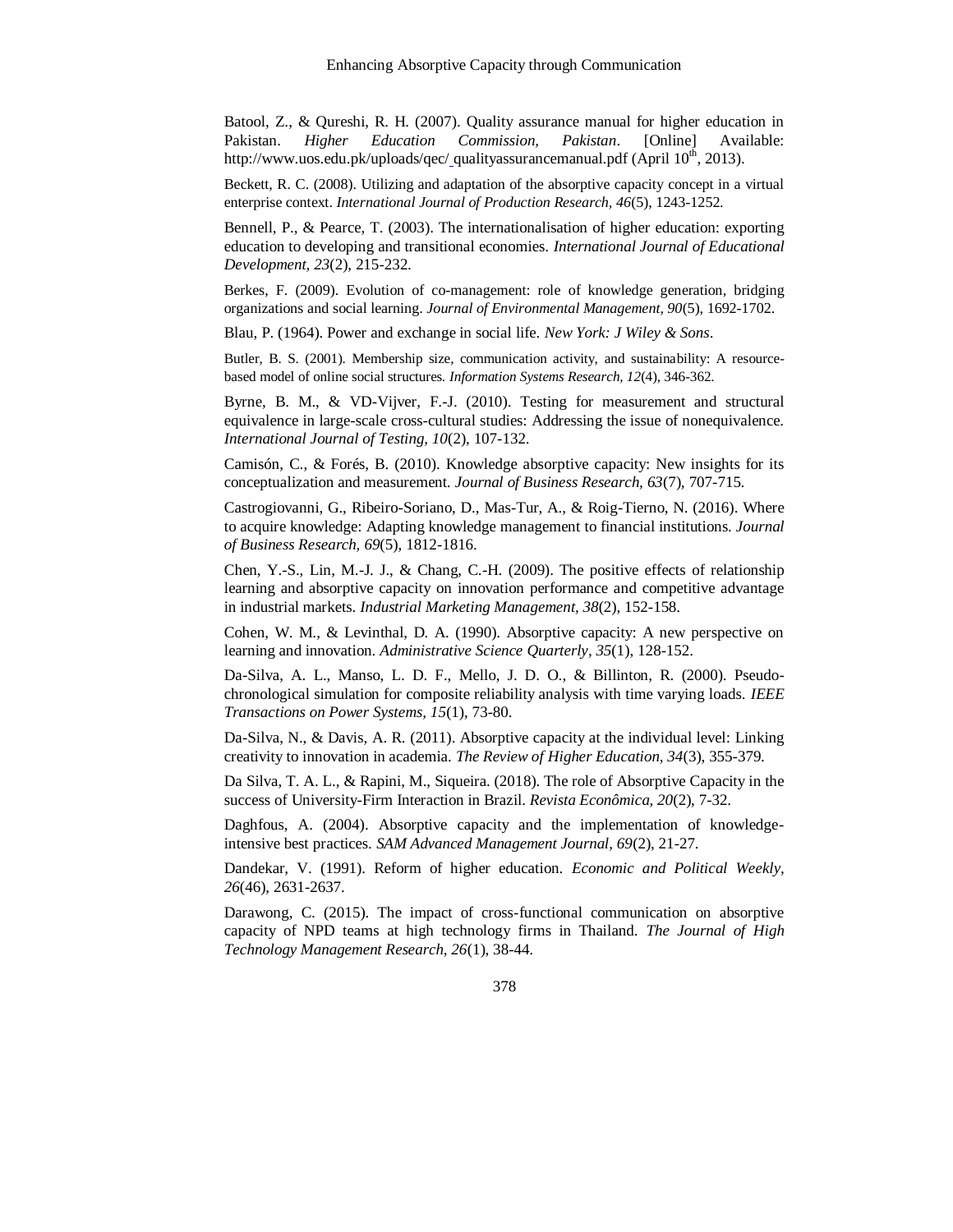Batool, Z., & Qureshi, R. H. (2007). Quality assurance manual for higher education in Pakistan. *Higher Education Commission, Pakistan*. [Online] Available: http://www.uos.edu.pk/uploads/qec/ qualityassurancemanual.pdf (April 10th, 2013).

Beckett, R. C. (2008). Utilizing and adaptation of the absorptive capacity concept in a virtual enterprise context. *International Journal of Production Research, 46*(5), 1243-1252.

Bennell, P., & Pearce, T. (2003). The internationalisation of higher education: exporting education to developing and transitional economies. *International Journal of Educational Development, 23*(2), 215-232.

Berkes, F. (2009). Evolution of co-management: role of knowledge generation, bridging organizations and social learning. *Journal of Environmental Management, 90*(5), 1692-1702.

Blau, P. (1964). Power and exchange in social life. *New York: J Wiley & Sons*.

Butler, B. S. (2001). Membership size, communication activity, and sustainability: A resource-based model of online social structures. *Information Systems Research, 12*(4), 346-362.

Byrne, B. M., & VD-Vijver, F.-J. (2010). Testing for measurement and structural equivalence in large-scale cross-cultural studies: Addressing the issue of nonequivalence. *International Journal of Testing, 10*(2), 107-132.

Camisón, C., & Forés, B. (2010). Knowledge absorptive capacity: New insights for its conceptualization and measurement. *Journal of Business Research, 63*(7), 707-715.

Castrogiovanni, G., Ribeiro-Soriano, D., Mas-Tur, A., & Roig-Tierno, N. (2016). Where to acquire knowledge: Adapting knowledge management to financial institutions. *Journal of Business Research, 69*(5), 1812-1816.

Chen, Y.-S., Lin, M.-J. J., & Chang, C.-H. (2009). The positive effects of relationship learning and absorptive capacity on innovation performance and competitive advantage in industrial markets. *Industrial Marketing Management, 38*(2), 152-158.

Cohen, W. M., & Levinthal, D. A. (1990). Absorptive capacity: A new perspective on learning and innovation. *Administrative Science Quarterly, 35*(1), 128-152.

Da-Silva, A. L., Manso, L. D. F., Mello, J. D. O., & Billinton, R. (2000). Pseudo-chronological simulation for composite reliability analysis with time varying loads. *IEEE Transactions on Power Systems, 15*(1), 73-80.

Da-Silva, N., & Davis, A. R. (2011). Absorptive capacity at the individual level: Linking creativity to innovation in academia. *The Review of Higher Education, 34*(3), 355-379.

Da Silva, T. A. L., & Rapini, M., Siqueira. (2018). The role of Absorptive Capacity in the success of University-Firm Interaction in Brazil. *Revista Econômica, 20*(2), 7-32.

Daghfous, A. (2004). Absorptive capacity and the implementation of knowledge-intensive best practices. *SAM Advanced Management Journal, 69*(2), 21-27.

Dandekar, V. (1991). Reform of higher education. *Economic and Political Weekly, 26*(46), 2631-2637.

Darawong, C. (2015). The impact of cross-functional communication on absorptive capacity of NPD teams at high technology firms in Thailand. *The Journal of High Technology Management Research, 26*(1), 38-44.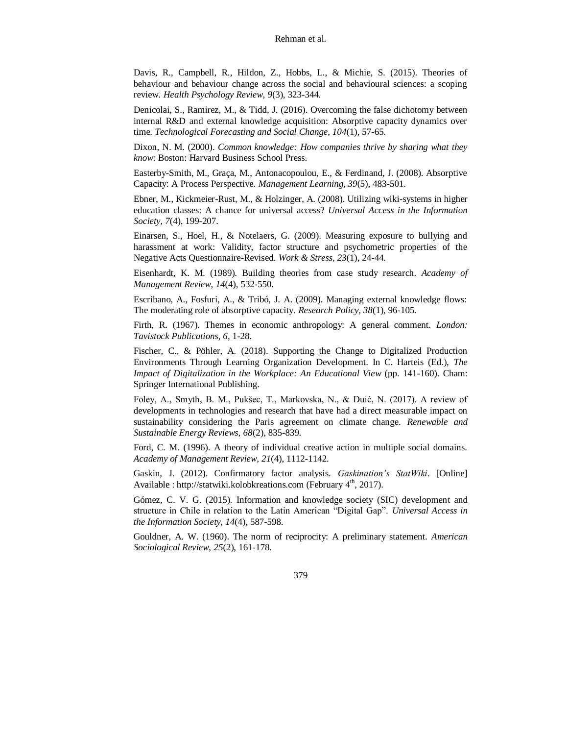Davis, R., Campbell, R., Hildon, Z., Hobbs, L., & Michie, S. (2015). Theories of behaviour and behaviour change across the social and behavioural sciences: a scoping review. *Health Psychology Review, 9*(3), 323-344.

Denicolai, S., Ramirez, M., & Tidd, J. (2016). Overcoming the false dichotomy between internal R&D and external knowledge acquisition: Absorptive capacity dynamics over time. *Technological Forecasting and Social Change, 104*(1), 57-65.

Dixon, N. M. (2000). *Common knowledge: How companies thrive by sharing what they know*: Boston: Harvard Business School Press.

Easterby-Smith, M., Graça, M., Antonacopoulou, E., & Ferdinand, J. (2008). Absorptive Capacity: A Process Perspective. *Management Learning, 39*(5), 483-501.

Ebner, M., Kickmeier-Rust, M., & Holzinger, A. (2008). Utilizing wiki-systems in higher education classes: A chance for universal access? *Universal Access in the Information Society, 7*(4), 199-207.

Einarsen, S., Hoel, H., & Notelaers, G. (2009). Measuring exposure to bullying and harassment at work: Validity, factor structure and psychometric properties of the Negative Acts Questionnaire-Revised. *Work & Stress, 23*(1), 24-44.

Eisenhardt, K. M. (1989). Building theories from case study research. *Academy of Management Review, 14*(4), 532-550.

Escribano, A., Fosfuri, A., & Tribó, J. A. (2009). Managing external knowledge flows: The moderating role of absorptive capacity. *Research Policy, 38*(1), 96-105.

Firth, R. (1967). Themes in economic anthropology: A general comment. *London: Tavistock Publications, 6*, 1-28.

Fischer, C., & Pöhler, A. (2018). Supporting the Change to Digitalized Production Environments Through Learning Organization Development. In C. Harteis (Ed.), *The Impact of Digitalization in the Workplace: An Educational View* (pp. 141-160). Cham: Springer International Publishing.

Foley, A., Smyth, B. M., Pukšec, T., Markovska, N., & Duić, N. (2017). A review of developments in technologies and research that have had a direct measurable impact on sustainability considering the Paris agreement on climate change. *Renewable and Sustainable Energy Reviews, 68*(2), 835-839.

Ford, C. M. (1996). A theory of individual creative action in multiple social domains. *Academy of Management Review, 21*(4), 1112-1142.

Gaskin, J. (2012). Confirmatory factor analysis. *Gaskination's StatWiki*. [Online] Available : http://statwiki.kolobkreations.com (February 4th, 2017).

Gómez, C. V. G. (2015). Information and knowledge society (SIC) development and structure in Chile in relation to the Latin American "Digital Gap". *Universal Access in the Information Society, 14*(4), 587-598.

Gouldner, A. W. (1960). The norm of reciprocity: A preliminary statement. *American Sociological Review, 25*(2), 161-178.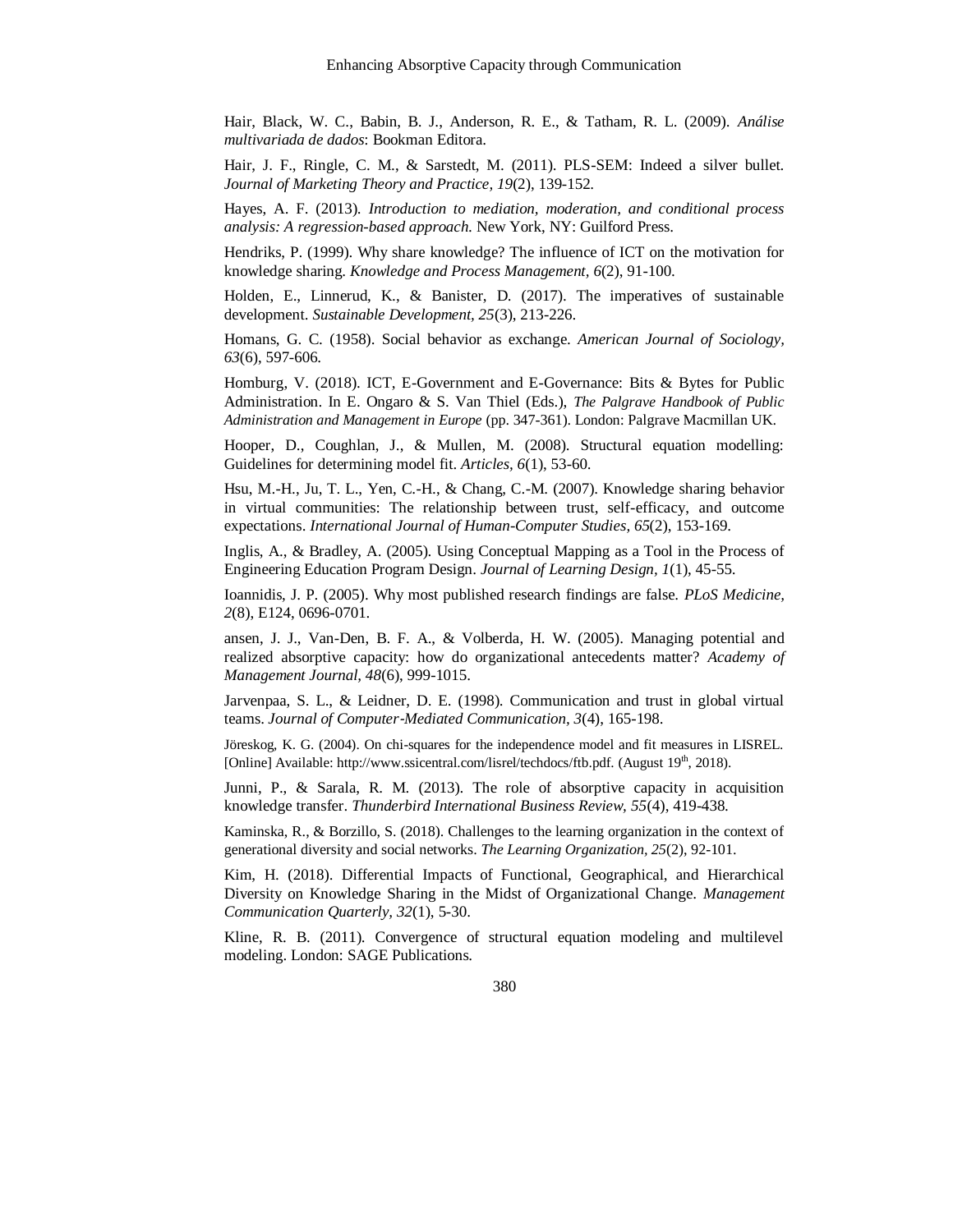Hair, Black, W. C., Babin, B. J., Anderson, R. E., & Tatham, R. L. (2009). *Análise multivariada de dados*: Bookman Editora.

Hair, J. F., Ringle, C. M., & Sarstedt, M. (2011). PLS-SEM: Indeed a silver bullet. *Journal of Marketing Theory and Practice, 19*(2), 139-152.

Hayes, A. F. (2013). *Introduction to mediation, moderation, and conditional process analysis: A regression-based approach*. New York, NY: Guilford Press.

Hendriks, P. (1999). Why share knowledge? The influence of ICT on the motivation for knowledge sharing. *Knowledge and Process Management, 6*(2), 91-100.

Holden, E., Linnerud, K., & Banister, D. (2017). The imperatives of sustainable development. *Sustainable Development, 25*(3), 213-226.

Homans, G. C. (1958). Social behavior as exchange. *American Journal of Sociology, 63*(6), 597-606.

Homburg, V. (2018). ICT, E-Government and E-Governance: Bits & Bytes for Public Administration. In E. Ongaro & S. Van Thiel (Eds.), *The Palgrave Handbook of Public Administration and Management in Europe* (pp. 347-361). London: Palgrave Macmillan UK.

Hooper, D., Coughlan, J., & Mullen, M. (2008). Structural equation modelling: Guidelines for determining model fit. *Articles, 6*(1), 53-60.

Hsu, M.-H., Ju, T. L., Yen, C.-H., & Chang, C.-M. (2007). Knowledge sharing behavior in virtual communities: The relationship between trust, self-efficacy, and outcome expectations. *International Journal of Human-Computer Studies, 65*(2), 153-169.

Inglis, A., & Bradley, A. (2005). Using Conceptual Mapping as a Tool in the Process of Engineering Education Program Design. *Journal of Learning Design, 1*(1), 45-55.

Ioannidis, J. P. (2005). Why most published research findings are false. *PLoS Medicine, 2*(8), E124, 0696-0701.

ansen, J. J., Van-Den, B. F. A., & Volberda, H. W. (2005). Managing potential and realized absorptive capacity: how do organizational antecedents matter? *Academy of Management Journal, 48*(6), 999-1015.

Jarvenpaa, S. L., & Leidner, D. E. (1998). Communication and trust in global virtual teams. *Journal of Computer-Mediated Communication, 3*(4), 165-198.

Jöreskog, K. G. (2004). On chi-squares for the independence model and fit measures in LISREL. [Online] Available: http://www.ssicentral.com/lisrel/techdocs/ftb.pdf. (August 19th, 2018).

Junni, P., & Sarala, R. M. (2013). The role of absorptive capacity in acquisition knowledge transfer. *Thunderbird International Business Review, 55*(4), 419-438.

Kaminska, R., & Borzillo, S. (2018). Challenges to the learning organization in the context of generational diversity and social networks. *The Learning Organization, 25*(2), 92-101.

Kim, H. (2018). Differential Impacts of Functional, Geographical, and Hierarchical Diversity on Knowledge Sharing in the Midst of Organizational Change. *Management Communication Quarterly, 32*(1), 5-30.

Kline, R. B. (2011). Convergence of structural equation modeling and multilevel modeling. London: SAGE Publications.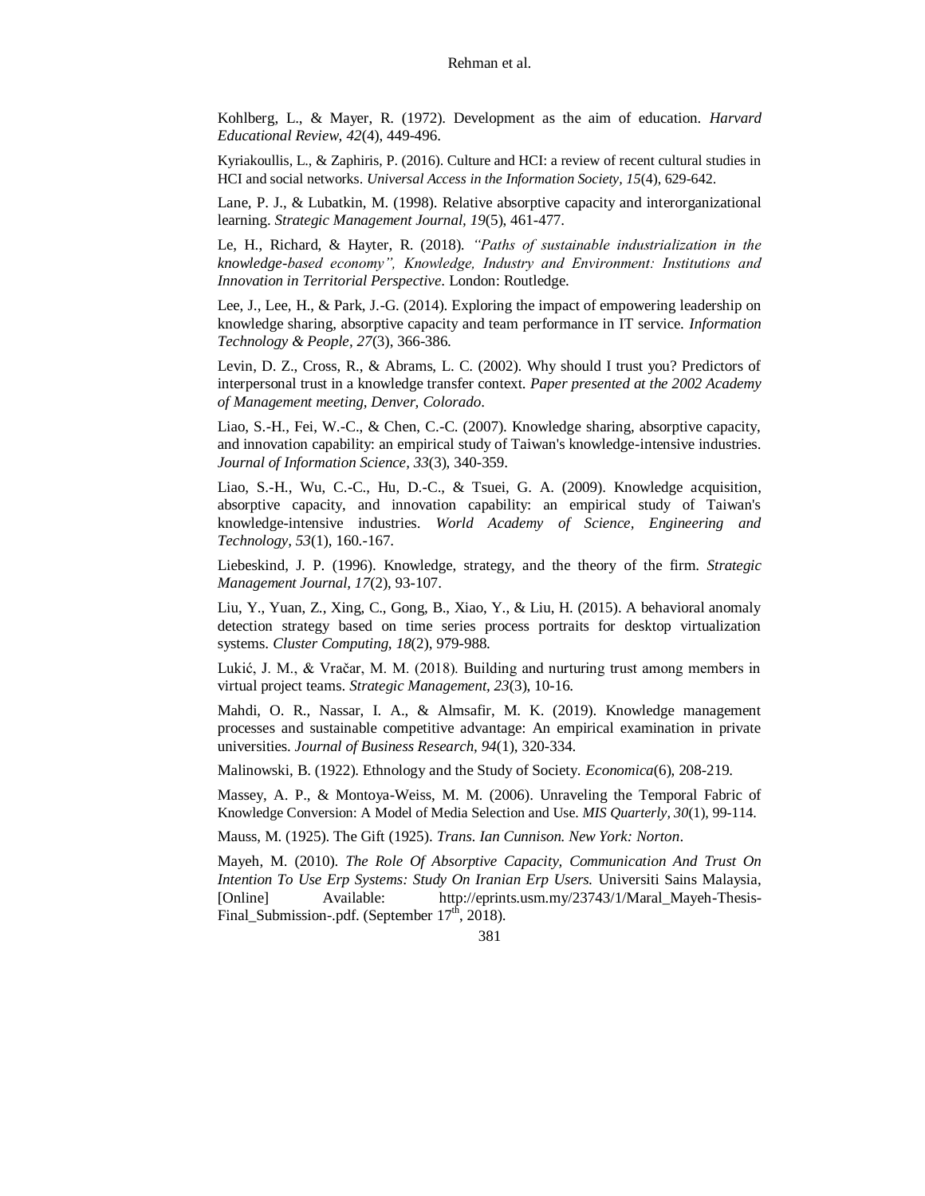Kohlberg, L., & Mayer, R. (1972). Development as the aim of education. *Harvard Educational Review, 42*(4), 449-496.

Kyriakoullis, L., & Zaphiris, P. (2016). Culture and HCI: a review of recent cultural studies in HCI and social networks. *Universal Access in the Information Society, 15*(4), 629-642.

Lane, P. J., & Lubatkin, M. (1998). Relative absorptive capacity and interorganizational learning. *Strategic Management Journal, 19*(5), 461-477.

Le, H., Richard, & Hayter, R. (2018). *"Paths of sustainable industrialization in the knowledge-based economy", Knowledge, Industry and Environment: Institutions and Innovation in Territorial Perspective*. London: Routledge.

Lee, J., Lee, H., & Park, J.-G. (2014). Exploring the impact of empowering leadership on knowledge sharing, absorptive capacity and team performance in IT service. *Information Technology & People, 27*(3), 366-386.

Levin, D. Z., Cross, R., & Abrams, L. C. (2002). Why should I trust you? Predictors of interpersonal trust in a knowledge transfer context. *Paper presented at the 2002 Academy of Management meeting, Denver, Colorado*.

Liao, S.-H., Fei, W.-C., & Chen, C.-C. (2007). Knowledge sharing, absorptive capacity, and innovation capability: an empirical study of Taiwan's knowledge-intensive industries. *Journal of Information Science, 33*(3), 340-359.

Liao, S.-H., Wu, C.-C., Hu, D.-C., & Tsuei, G. A. (2009). Knowledge acquisition, absorptive capacity, and innovation capability: an empirical study of Taiwan's knowledge-intensive industries. *World Academy of Science, Engineering and Technology, 53*(1), 160.-167.

Liebeskind, J. P. (1996). Knowledge, strategy, and the theory of the firm. *Strategic Management Journal, 17*(2), 93-107.

Liu, Y., Yuan, Z., Xing, C., Gong, B., Xiao, Y., & Liu, H. (2015). A behavioral anomaly detection strategy based on time series process portraits for desktop virtualization systems. *Cluster Computing, 18*(2), 979-988.

Lukić, J. M., & Vračar, M. M. (2018). Building and nurturing trust among members in virtual project teams. *Strategic Management, 23*(3), 10-16.

Mahdi, O. R., Nassar, I. A., & Almsafir, M. K. (2019). Knowledge management processes and sustainable competitive advantage: An empirical examination in private universities. *Journal of Business Research, 94*(1), 320-334.

Malinowski, B. (1922). Ethnology and the Study of Society. *Economica*(6), 208-219.

Massey, A. P., & Montoya-Weiss, M. M. (2006). Unraveling the Temporal Fabric of Knowledge Conversion: A Model of Media Selection and Use. *MIS Quarterly, 30*(1), 99-114.

Mauss, M. (1925). The Gift (1925). *Trans. Ian Cunnison. New York: Norton*.

Mayeh, M. (2010). *The Role Of Absorptive Capacity, Communication And Trust On Intention To Use Erp Systems: Study On Iranian Erp Users.* Universiti Sains Malaysia, [Online] Available: http://eprints.usm.my/23743/1/Maral_Mayeh-Thesis-Final_Submission-.pdf. (September 17th, 2018).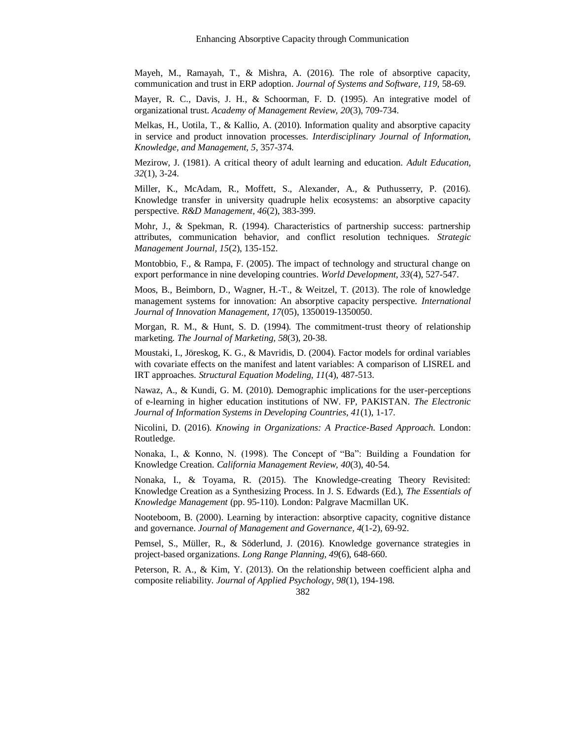Mayeh, M., Ramayah, T., & Mishra, A. (2016). The role of absorptive capacity, communication and trust in ERP adoption. *Journal of Systems and Software, 119,* 58-69.

Mayer, R. C., Davis, J. H., & Schoorman, F. D. (1995). An integrative model of organizational trust. *Academy of Management Review, 20*(3), 709-734.

Melkas, H., Uotila, T., & Kallio, A. (2010). Information quality and absorptive capacity in service and product innovation processes. *Interdisciplinary Journal of Information, Knowledge, and Management, 5,* 357-374.

Mezirow, J. (1981). A critical theory of adult learning and education. *Adult Education, 32*(1), 3-24.

Miller, K., McAdam, R., Moffett, S., Alexander, A., & Puthusserry, P. (2016). Knowledge transfer in university quadruple helix ecosystems: an absorptive capacity perspective. *R&D Management, 46*(2), 383-399.

Mohr, J., & Spekman, R. (1994). Characteristics of partnership success: partnership attributes, communication behavior, and conflict resolution techniques. *Strategic Management Journal, 15*(2), 135-152.

Montobbio, F., & Rampa, F. (2005). The impact of technology and structural change on export performance in nine developing countries. *World Development, 33*(4), 527-547.

Moos, B., Beimborn, D., Wagner, H.-T., & Weitzel, T. (2013). The role of knowledge management systems for innovation: An absorptive capacity perspective. *International Journal of Innovation Management, 17*(05), 1350019-1350050.

Morgan, R. M., & Hunt, S. D. (1994). The commitment-trust theory of relationship marketing. *The Journal of Marketing, 58*(3), 20-38.

Moustaki, I., Jöreskog, K. G., & Mavridis, D. (2004). Factor models for ordinal variables with covariate effects on the manifest and latent variables: A comparison of LISREL and IRT approaches. *Structural Equation Modeling, 11*(4), 487-513.

Nawaz, A., & Kundi, G. M. (2010). Demographic implications for the user-perceptions of e-learning in higher education institutions of NW. FP, PAKISTAN. *The Electronic Journal of Information Systems in Developing Countries, 41*(1), 1-17.

Nicolini, D. (2016). *Knowing in Organizations: A Practice-Based Approach*. London: Routledge.

Nonaka, I., & Konno, N. (1998). The Concept of "Ba": Building a Foundation for Knowledge Creation. *California Management Review, 40*(3), 40-54.

Nonaka, I., & Toyama, R. (2015). The Knowledge-creating Theory Revisited: Knowledge Creation as a Synthesizing Process. In J. S. Edwards (Ed.), *The Essentials of Knowledge Management* (pp. 95-110). London: Palgrave Macmillan UK.

Nooteboom, B. (2000). Learning by interaction: absorptive capacity, cognitive distance and governance. *Journal of Management and Governance, 4*(1-2), 69-92.

Pemsel, S., Müller, R., & Söderlund, J. (2016). Knowledge governance strategies in project-based organizations. *Long Range Planning, 49*(6), 648-660.

Peterson, R. A., & Kim, Y. (2013). On the relationship between coefficient alpha and composite reliability. *Journal of Applied Psychology, 98*(1), 194-198.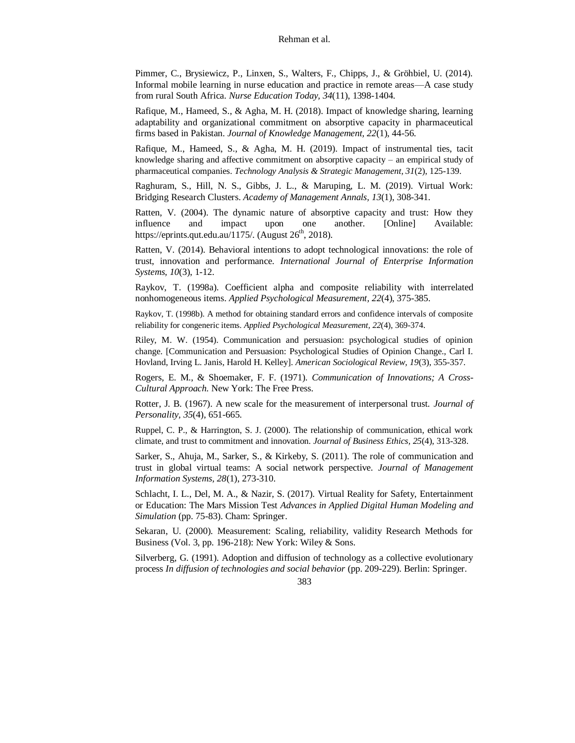Pimmer, C., Brysiewicz, P., Linxen, S., Walters, F., Chipps, J., & Gröhbiel, U. (2014). Informal mobile learning in nurse education and practice in remote areas—A case study from rural South Africa. *Nurse Education Today, 34*(11), 1398-1404.

Rafique, M., Hameed, S., & Agha, M. H. (2018). Impact of knowledge sharing, learning adaptability and organizational commitment on absorptive capacity in pharmaceutical firms based in Pakistan. *Journal of Knowledge Management, 22*(1), 44-56.

Rafique, M., Hameed, S., & Agha, M. H. (2019). Impact of instrumental ties, tacit knowledge sharing and affective commitment on absorptive capacity – an empirical study of pharmaceutical companies. *Technology Analysis & Strategic Management, 31*(2), 125-139.

Raghuram, S., Hill, N. S., Gibbs, J. L., & Maruping, L. M. (2019). Virtual Work: Bridging Research Clusters. *Academy of Management Annals, 13*(1), 308-341.

Ratten, V. (2004). The dynamic nature of absorptive capacity and trust: How they influence and impact upon one another. [Online] Available: https://eprints.qut.edu.au/1175/. (August 26th, 2018).

Ratten, V. (2014). Behavioral intentions to adopt technological innovations: the role of trust, innovation and performance. *International Journal of Enterprise Information Systems, 10*(3), 1-12.

Raykov, T. (1998a). Coefficient alpha and composite reliability with interrelated nonhomogeneous items. *Applied Psychological Measurement, 22*(4), 375-385.

Raykov, T. (1998b). A method for obtaining standard errors and confidence intervals of composite reliability for congeneric items. *Applied Psychological Measurement, 22*(4), 369-374.

Riley, M. W. (1954). Communication and persuasion: psychological studies of opinion change. [Communication and Persuasion: Psychological Studies of Opinion Change., Carl I. Hovland, Irving L. Janis, Harold H. Kelley]. *American Sociological Review, 19*(3), 355-357.

Rogers, E. M., & Shoemaker, F. F. (1971). *Communication of Innovations; A Cross-Cultural Approach.* New York: The Free Press.

Rotter, J. B. (1967). A new scale for the measurement of interpersonal trust. *Journal of Personality, 35*(4), 651-665.

Ruppel, C. P., & Harrington, S. J. (2000). The relationship of communication, ethical work climate, and trust to commitment and innovation. *Journal of Business Ethics, 25*(4), 313-328.

Sarker, S., Ahuja, M., Sarker, S., & Kirkeby, S. (2011). The role of communication and trust in global virtual teams: A social network perspective. *Journal of Management Information Systems, 28*(1), 273-310.

Schlacht, I. L., Del, M. A., & Nazir, S. (2017). Virtual Reality for Safety, Entertainment or Education: The Mars Mission Test *Advances in Applied Digital Human Modeling and Simulation* (pp. 75-83). Cham: Springer.

Sekaran, U. (2000). Measurement: Scaling, reliability, validity Research Methods for Business (Vol. 3, pp. 196-218): New York: Wiley & Sons.

Silverberg, G. (1991). Adoption and diffusion of technology as a collective evolutionary process *In diffusion of technologies and social behavior* (pp. 209-229). Berlin: Springer.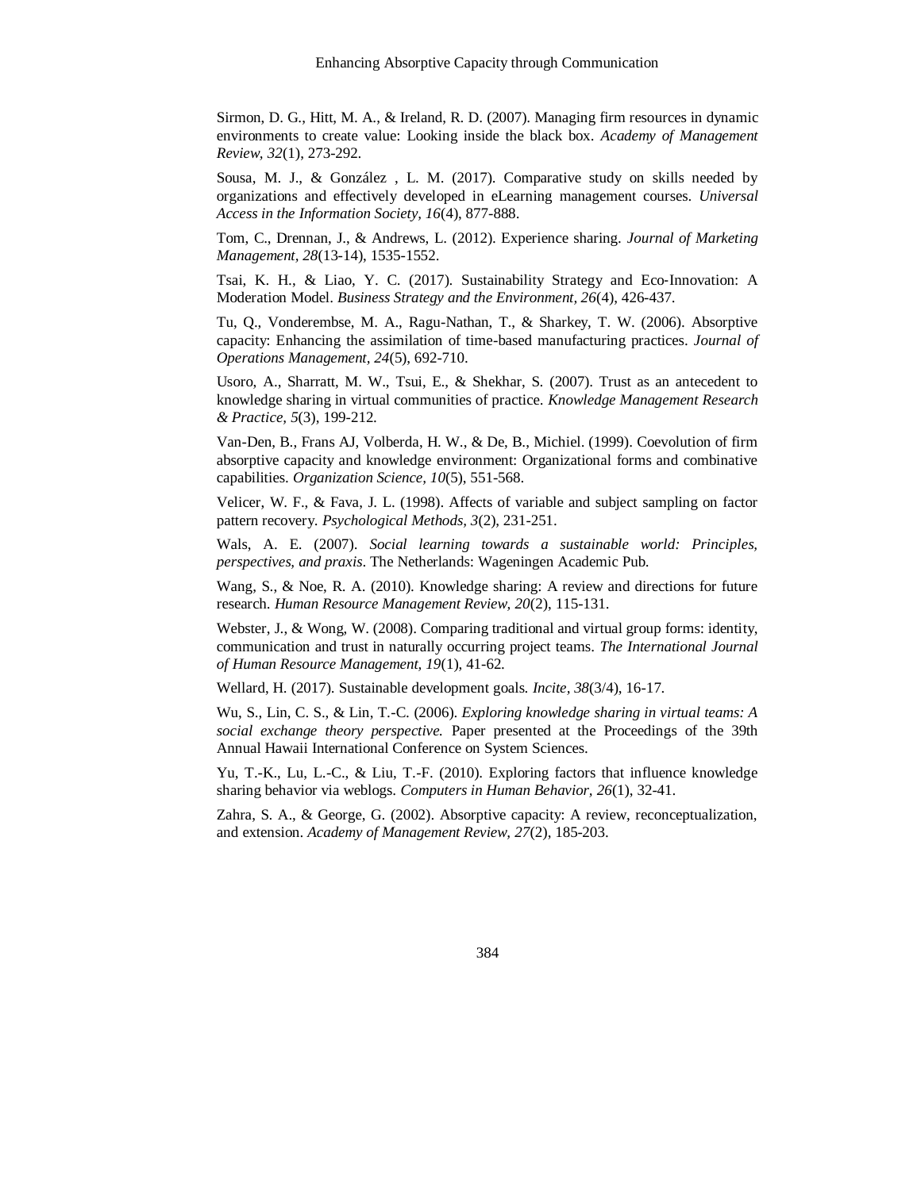Sirmon, D. G., Hitt, M. A., & Ireland, R. D. (2007). Managing firm resources in dynamic environments to create value: Looking inside the black box. *Academy of Management Review, 32*(1), 273-292.

Sousa, M. J., & González , L. M. (2017). Comparative study on skills needed by organizations and effectively developed in eLearning management courses. *Universal Access in the Information Society, 16*(4), 877-888.

Tom, C., Drennan, J., & Andrews, L. (2012). Experience sharing. *Journal of Marketing Management, 28*(13-14), 1535-1552.

Tsai, K. H., & Liao, Y. C. (2017). Sustainability Strategy and Eco-Innovation: A Moderation Model. *Business Strategy and the Environment, 26*(4), 426-437.

Tu, Q., Vonderembse, M. A., Ragu-Nathan, T., & Sharkey, T. W. (2006). Absorptive capacity: Enhancing the assimilation of time-based manufacturing practices. *Journal of Operations Management, 24*(5), 692-710.

Usoro, A., Sharratt, M. W., Tsui, E., & Shekhar, S. (2007). Trust as an antecedent to knowledge sharing in virtual communities of practice. *Knowledge Management Research & Practice, 5*(3), 199-212.

Van-Den, B., Frans AJ, Volberda, H. W., & De, B., Michiel. (1999). Coevolution of firm absorptive capacity and knowledge environment: Organizational forms and combinative capabilities. *Organization Science, 10*(5), 551-568.

Velicer, W. F., & Fava, J. L. (1998). Affects of variable and subject sampling on factor pattern recovery. *Psychological Methods, 3*(2), 231-251.

Wals, A. E. (2007). *Social learning towards a sustainable world: Principles, perspectives, and praxis*. The Netherlands: Wageningen Academic Pub.

Wang, S., & Noe, R. A. (2010). Knowledge sharing: A review and directions for future research. *Human Resource Management Review, 20*(2), 115-131.

Webster, J., & Wong, W. (2008). Comparing traditional and virtual group forms: identity, communication and trust in naturally occurring project teams. *The International Journal of Human Resource Management, 19*(1), 41-62.

Wellard, H. (2017). Sustainable development goals. *Incite, 38*(3/4), 16-17.

Wu, S., Lin, C. S., & Lin, T.-C. (2006). *Exploring knowledge sharing in virtual teams: A social exchange theory perspective.* Paper presented at the Proceedings of the 39th Annual Hawaii International Conference on System Sciences.

Yu, T.-K., Lu, L.-C., & Liu, T.-F. (2010). Exploring factors that influence knowledge sharing behavior via weblogs. *Computers in Human Behavior, 26*(1), 32-41.

Zahra, S. A., & George, G. (2002). Absorptive capacity: A review, reconceptualization, and extension. *Academy of Management Review, 27*(2), 185-203.